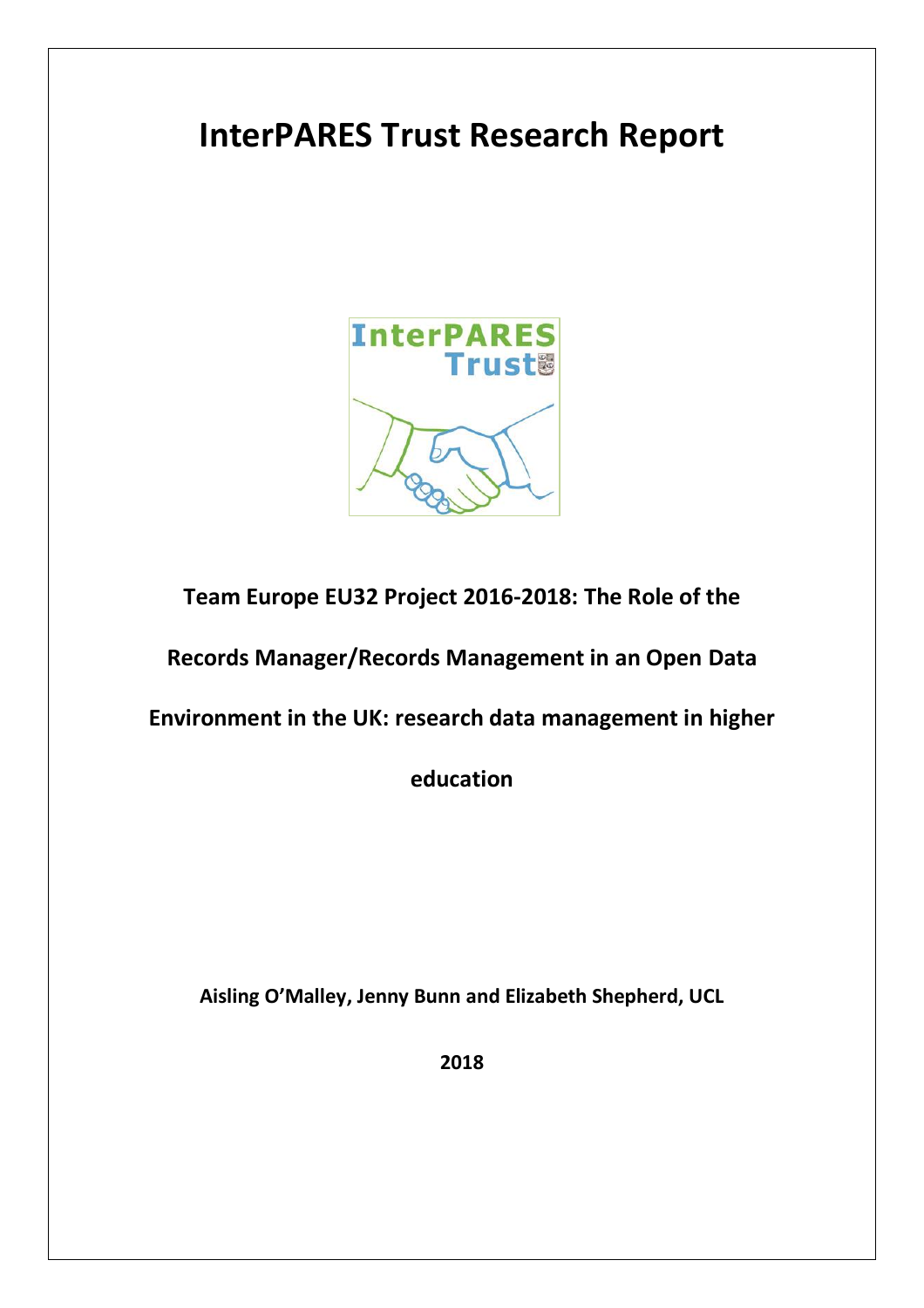# InterPARES Trust Research Report

**Team Europe EU32 Project 2016-2018: The Role of the Records Manager/Records Management in an Open Data Environment in the UK: research data management in higher education**

**Aisling O'Malley, Jenny Bunn and Elizabeth Shepherd, UCL**

**2018**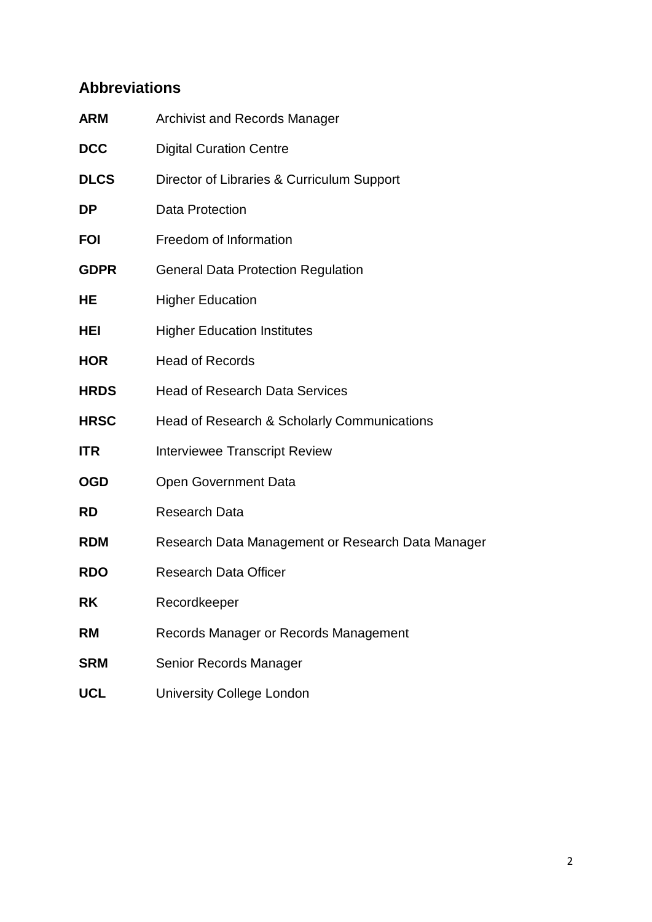## Abbreviations

| | |
|---|---|
| **ARM** | Archivist and Records Manager |
| **DCC** | Digital Curation Centre |
| **DLCS** | Director of Libraries & Curriculum Support |
| **DP** | Data Protection |
| **FOI** | Freedom of Information |
| **GDPR** | General Data Protection Regulation |
| **HE** | Higher Education |
| **HEI** | Higher Education Institutes |
| **HOR** | Head of Records |
| **HRDS** | Head of Research Data Services |
| **HRSC** | Head of Research & Scholarly Communications |
| **ITR** | Interviewee Transcript Review |
| **OGD** | Open Government Data |
| **RD** | Research Data |
| **RDM** | Research Data Management or Research Data Manager |
| **RDO** | Research Data Officer |
| **RK** | Recordkeeper |
| **RM** | Records Manager or Records Management |
| **SRM** | Senior Records Manager |
| **UCL** | University College London |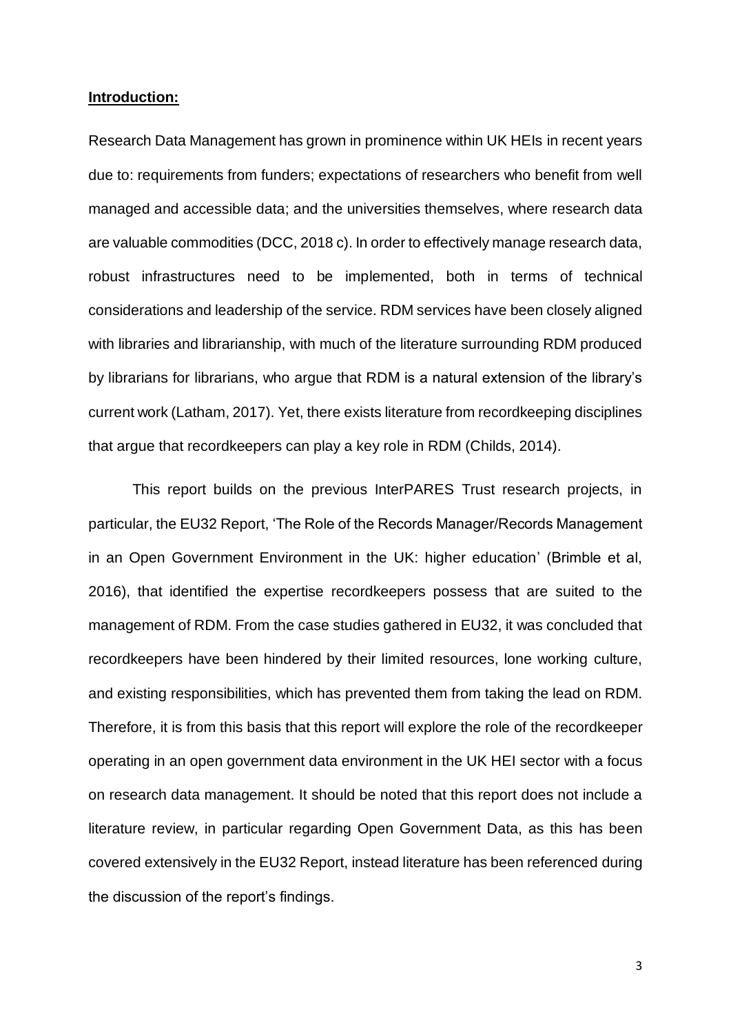**Introduction:**

Research Data Management has grown in prominence within UK HEIs in recent years due to: requirements from funders; expectations of researchers who benefit from well managed and accessible data; and the universities themselves, where research data are valuable commodities (DCC, 2018 c). In order to effectively manage research data, robust infrastructures need to be implemented, both in terms of technical considerations and leadership of the service. RDM services have been closely aligned with libraries and librarianship, with much of the literature surrounding RDM produced by librarians for librarians, who argue that RDM is a natural extension of the library's current work (Latham, 2017). Yet, there exists literature from recordkeeping disciplines that argue that recordkeepers can play a key role in RDM (Childs, 2014).

This report builds on the previous InterPARES Trust research projects, in particular, the EU32 Report, 'The Role of the Records Manager/Records Management in an Open Government Environment in the UK: higher education' (Brimble et al, 2016), that identified the expertise recordkeepers possess that are suited to the management of RDM. From the case studies gathered in EU32, it was concluded that recordkeepers have been hindered by their limited resources, lone working culture, and existing responsibilities, which has prevented them from taking the lead on RDM. Therefore, it is from this basis that this report will explore the role of the recordkeeper operating in an open government data environment in the UK HEI sector with a focus on research data management. It should be noted that this report does not include a literature review, in particular regarding Open Government Data, as this has been covered extensively in the EU32 Report, instead literature has been referenced during the discussion of the report's findings.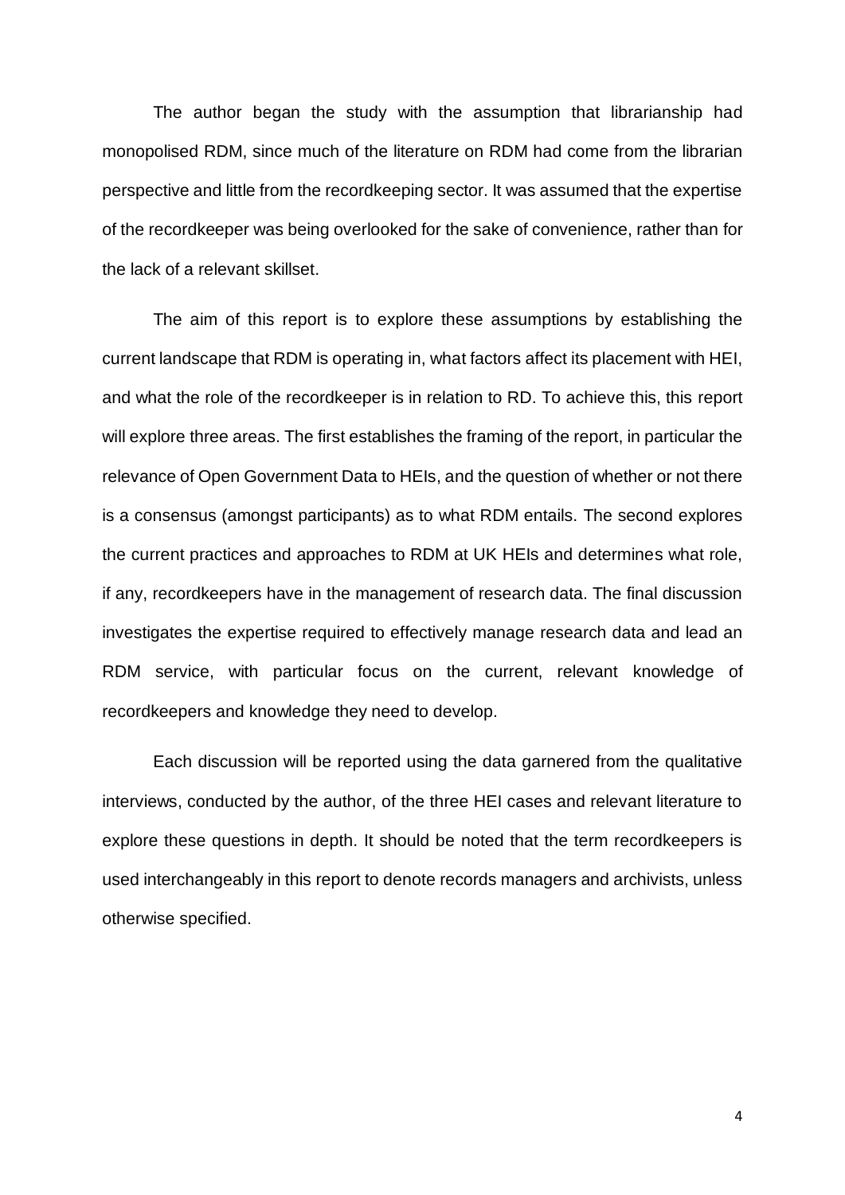The author began the study with the assumption that librarianship had monopolised RDM, since much of the literature on RDM had come from the librarian perspective and little from the recordkeeping sector. It was assumed that the expertise of the recordkeeper was being overlooked for the sake of convenience, rather than for the lack of a relevant skillset.

The aim of this report is to explore these assumptions by establishing the current landscape that RDM is operating in, what factors affect its placement with HEI, and what the role of the recordkeeper is in relation to RD. To achieve this, this report will explore three areas. The first establishes the framing of the report, in particular the relevance of Open Government Data to HEIs, and the question of whether or not there is a consensus (amongst participants) as to what RDM entails. The second explores the current practices and approaches to RDM at UK HEIs and determines what role, if any, recordkeepers have in the management of research data. The final discussion investigates the expertise required to effectively manage research data and lead an RDM service, with particular focus on the current, relevant knowledge of recordkeepers and knowledge they need to develop.

Each discussion will be reported using the data garnered from the qualitative interviews, conducted by the author, of the three HEI cases and relevant literature to explore these questions in depth. It should be noted that the term recordkeepers is used interchangeably in this report to denote records managers and archivists, unless otherwise specified.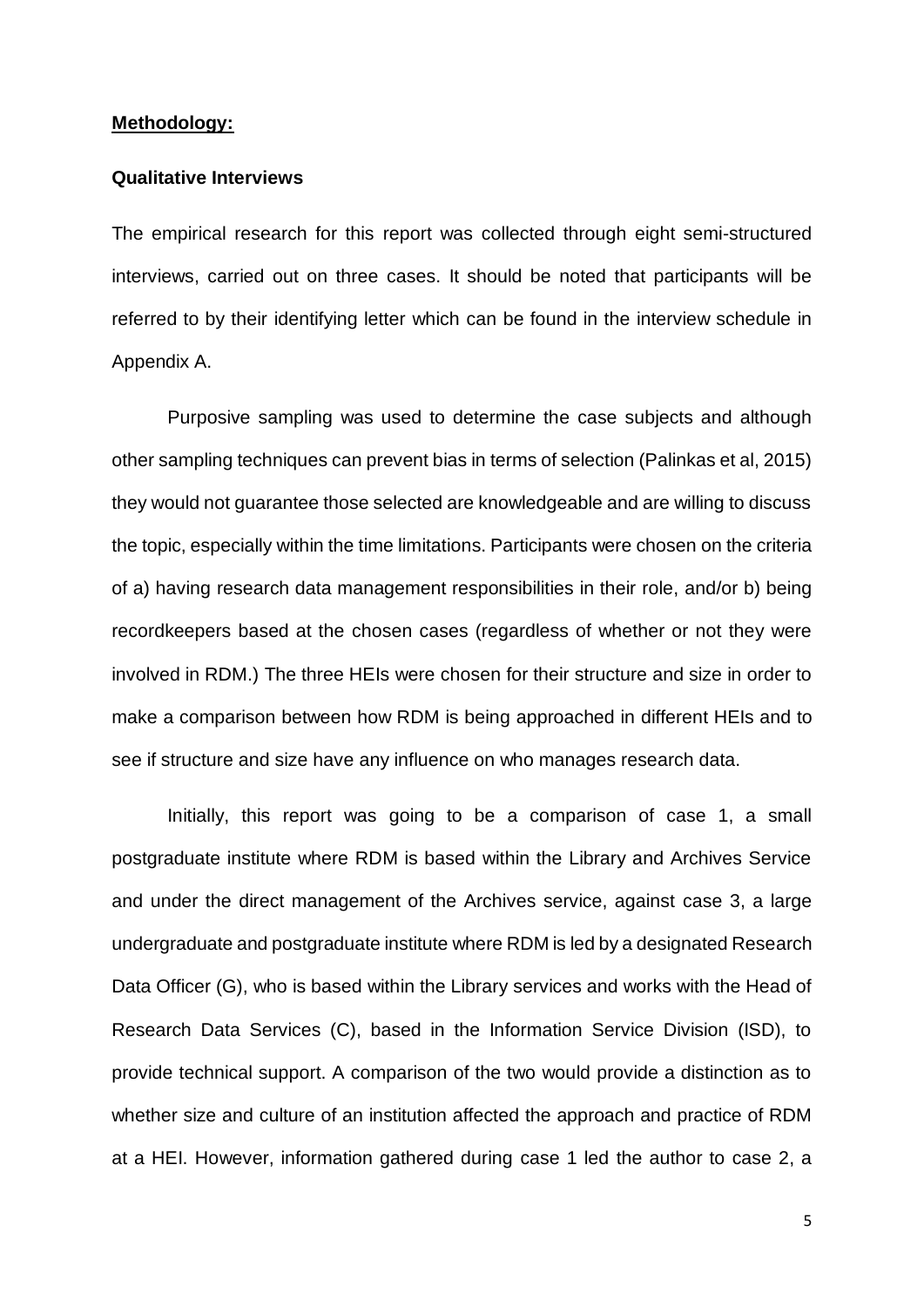**Methodology:**

**Qualitative Interviews**

The empirical research for this report was collected through eight semi-structured interviews, carried out on three cases. It should be noted that participants will be referred to by their identifying letter which can be found in the interview schedule in Appendix A.

Purposive sampling was used to determine the case subjects and although other sampling techniques can prevent bias in terms of selection (Palinkas et al, 2015) they would not guarantee those selected are knowledgeable and are willing to discuss the topic, especially within the time limitations. Participants were chosen on the criteria of a) having research data management responsibilities in their role, and/or b) being recordkeepers based at the chosen cases (regardless of whether or not they were involved in RDM.) The three HEIs were chosen for their structure and size in order to make a comparison between how RDM is being approached in different HEIs and to see if structure and size have any influence on who manages research data.

Initially, this report was going to be a comparison of case 1, a small postgraduate institute where RDM is based within the Library and Archives Service and under the direct management of the Archives service, against case 3, a large undergraduate and postgraduate institute where RDM is led by a designated Research Data Officer (G), who is based within the Library services and works with the Head of Research Data Services (C), based in the Information Service Division (ISD), to provide technical support. A comparison of the two would provide a distinction as to whether size and culture of an institution affected the approach and practice of RDM at a HEI. However, information gathered during case 1 led the author to case 2, a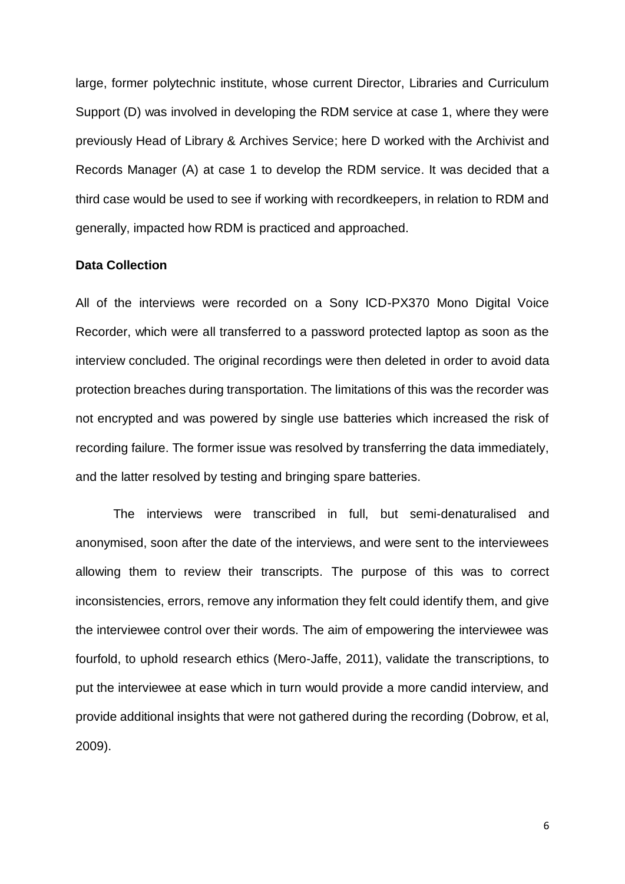large, former polytechnic institute, whose current Director, Libraries and Curriculum Support (D) was involved in developing the RDM service at case 1, where they were previously Head of Library & Archives Service; here D worked with the Archivist and Records Manager (A) at case 1 to develop the RDM service. It was decided that a third case would be used to see if working with recordkeepers, in relation to RDM and generally, impacted how RDM is practiced and approached.

**Data Collection**

All of the interviews were recorded on a Sony ICD-PX370 Mono Digital Voice Recorder, which were all transferred to a password protected laptop as soon as the interview concluded. The original recordings were then deleted in order to avoid data protection breaches during transportation. The limitations of this was the recorder was not encrypted and was powered by single use batteries which increased the risk of recording failure. The former issue was resolved by transferring the data immediately, and the latter resolved by testing and bringing spare batteries.

The interviews were transcribed in full, but semi-denaturalised and anonymised, soon after the date of the interviews, and were sent to the interviewees allowing them to review their transcripts. The purpose of this was to correct inconsistencies, errors, remove any information they felt could identify them, and give the interviewee control over their words. The aim of empowering the interviewee was fourfold, to uphold research ethics (Mero-Jaffe, 2011), validate the transcriptions, to put the interviewee at ease which in turn would provide a more candid interview, and provide additional insights that were not gathered during the recording (Dobrow, et al, 2009).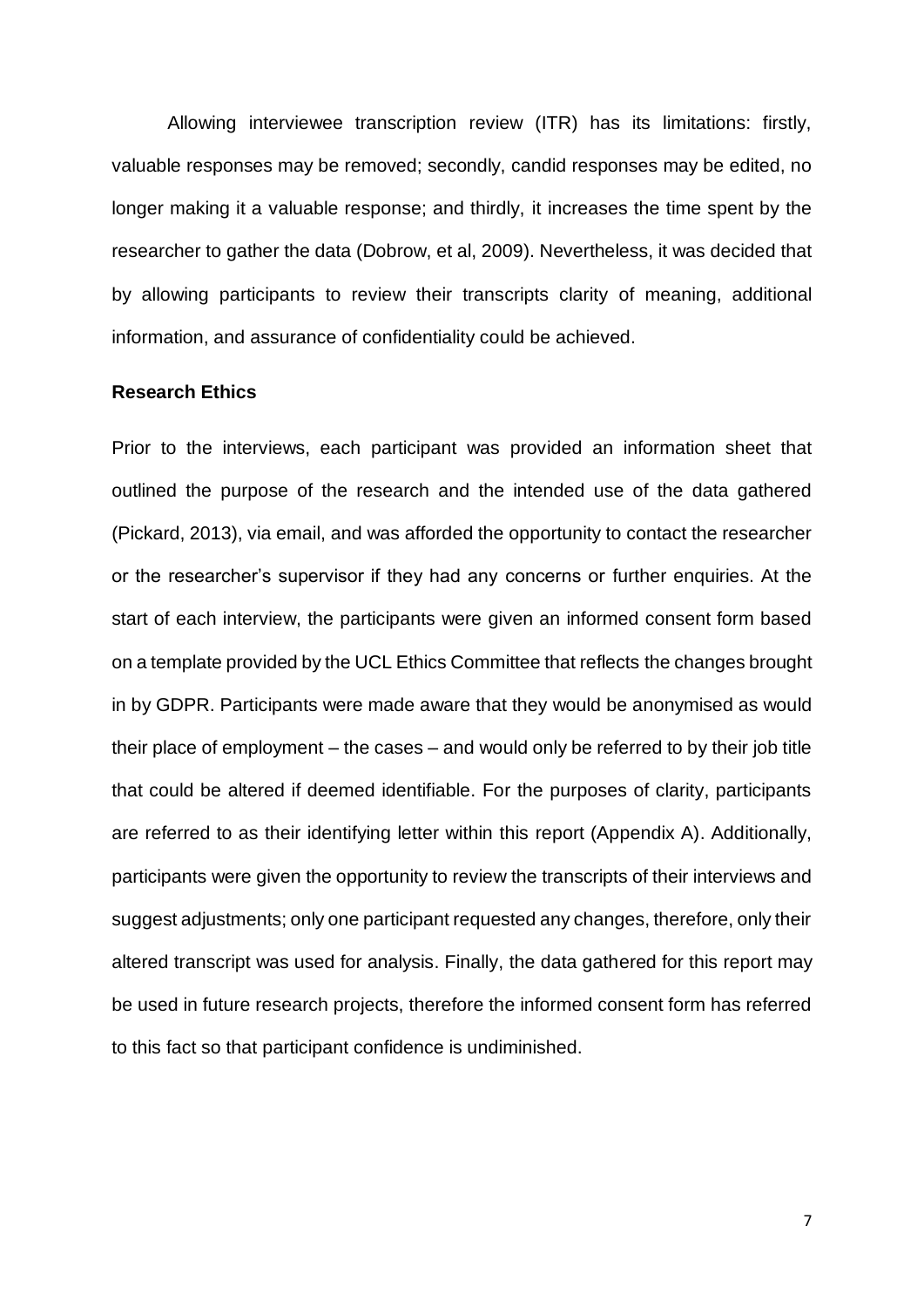Allowing interviewee transcription review (ITR) has its limitations: firstly, valuable responses may be removed; secondly, candid responses may be edited, no longer making it a valuable response; and thirdly, it increases the time spent by the researcher to gather the data (Dobrow, et al, 2009). Nevertheless, it was decided that by allowing participants to review their transcripts clarity of meaning, additional information, and assurance of confidentiality could be achieved.

**Research Ethics**

Prior to the interviews, each participant was provided an information sheet that outlined the purpose of the research and the intended use of the data gathered (Pickard, 2013), via email, and was afforded the opportunity to contact the researcher or the researcher's supervisor if they had any concerns or further enquiries. At the start of each interview, the participants were given an informed consent form based on a template provided by the UCL Ethics Committee that reflects the changes brought in by GDPR. Participants were made aware that they would be anonymised as would their place of employment – the cases – and would only be referred to by their job title that could be altered if deemed identifiable. For the purposes of clarity, participants are referred to as their identifying letter within this report (Appendix A). Additionally, participants were given the opportunity to review the transcripts of their interviews and suggest adjustments; only one participant requested any changes, therefore, only their altered transcript was used for analysis. Finally, the data gathered for this report may be used in future research projects, therefore the informed consent form has referred to this fact so that participant confidence is undiminished.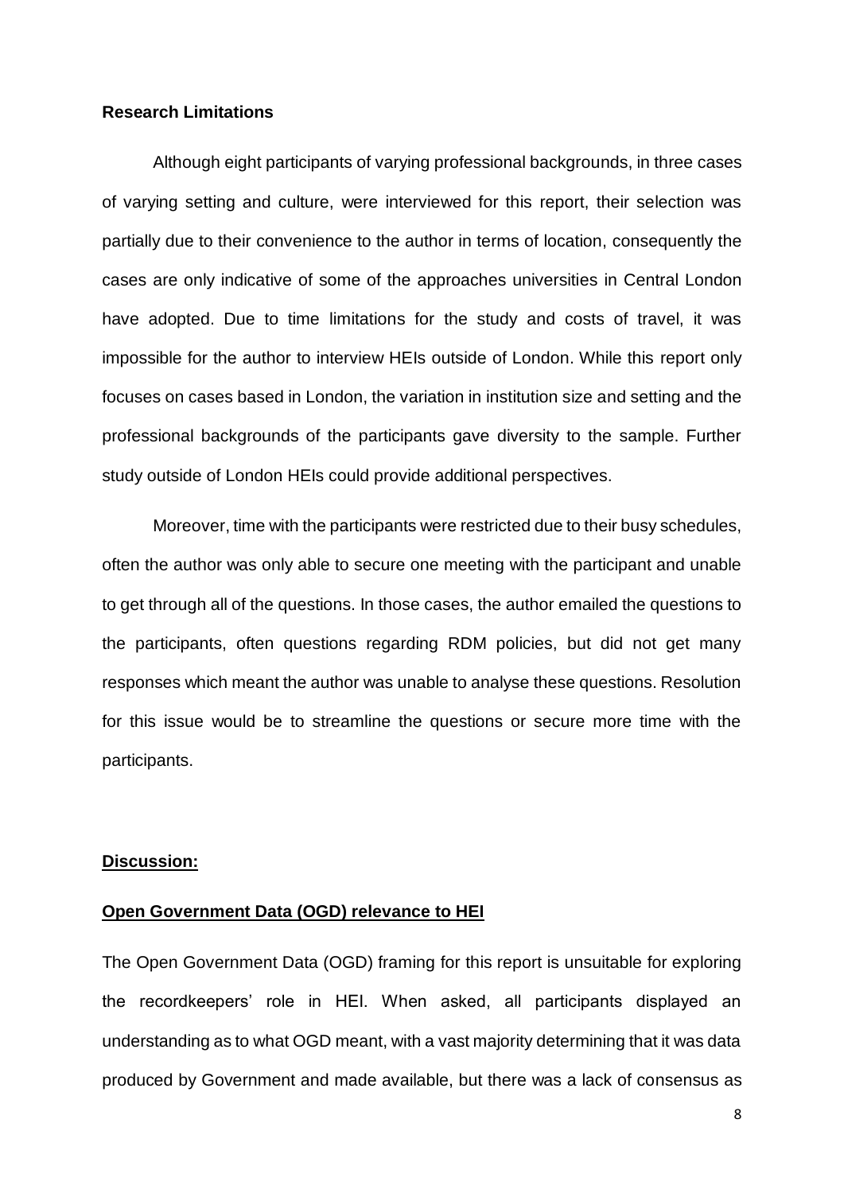**Research Limitations**

Although eight participants of varying professional backgrounds, in three cases of varying setting and culture, were interviewed for this report, their selection was partially due to their convenience to the author in terms of location, consequently the cases are only indicative of some of the approaches universities in Central London have adopted. Due to time limitations for the study and costs of travel, it was impossible for the author to interview HEIs outside of London. While this report only focuses on cases based in London, the variation in institution size and setting and the professional backgrounds of the participants gave diversity to the sample. Further study outside of London HEIs could provide additional perspectives.

Moreover, time with the participants were restricted due to their busy schedules, often the author was only able to secure one meeting with the participant and unable to get through all of the questions. In those cases, the author emailed the questions to the participants, often questions regarding RDM policies, but did not get many responses which meant the author was unable to analyse these questions. Resolution for this issue would be to streamline the questions or secure more time with the participants.

**Discussion:**

**Open Government Data (OGD) relevance to HEI**

The Open Government Data (OGD) framing for this report is unsuitable for exploring the recordkeepers' role in HEI. When asked, all participants displayed an understanding as to what OGD meant, with a vast majority determining that it was data produced by Government and made available, but there was a lack of consensus as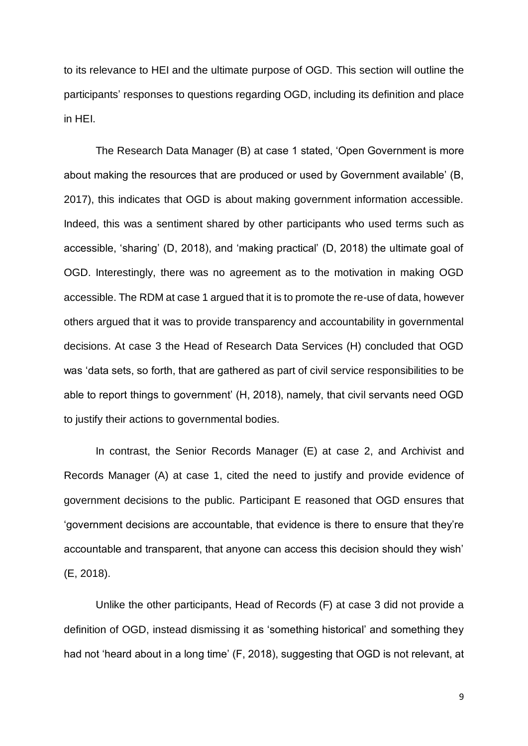to its relevance to HEI and the ultimate purpose of OGD. This section will outline the participants' responses to questions regarding OGD, including its definition and place in HEI.

The Research Data Manager (B) at case 1 stated, 'Open Government is more about making the resources that are produced or used by Government available' (B, 2017), this indicates that OGD is about making government information accessible. Indeed, this was a sentiment shared by other participants who used terms such as accessible, 'sharing' (D, 2018), and 'making practical' (D, 2018) the ultimate goal of OGD. Interestingly, there was no agreement as to the motivation in making OGD accessible. The RDM at case 1 argued that it is to promote the re-use of data, however others argued that it was to provide transparency and accountability in governmental decisions. At case 3 the Head of Research Data Services (H) concluded that OGD was 'data sets, so forth, that are gathered as part of civil service responsibilities to be able to report things to government' (H, 2018), namely, that civil servants need OGD to justify their actions to governmental bodies.

In contrast, the Senior Records Manager (E) at case 2, and Archivist and Records Manager (A) at case 1, cited the need to justify and provide evidence of government decisions to the public. Participant E reasoned that OGD ensures that 'government decisions are accountable, that evidence is there to ensure that they're accountable and transparent, that anyone can access this decision should they wish' (E, 2018).

Unlike the other participants, Head of Records (F) at case 3 did not provide a definition of OGD, instead dismissing it as 'something historical' and something they had not 'heard about in a long time' (F, 2018), suggesting that OGD is not relevant, at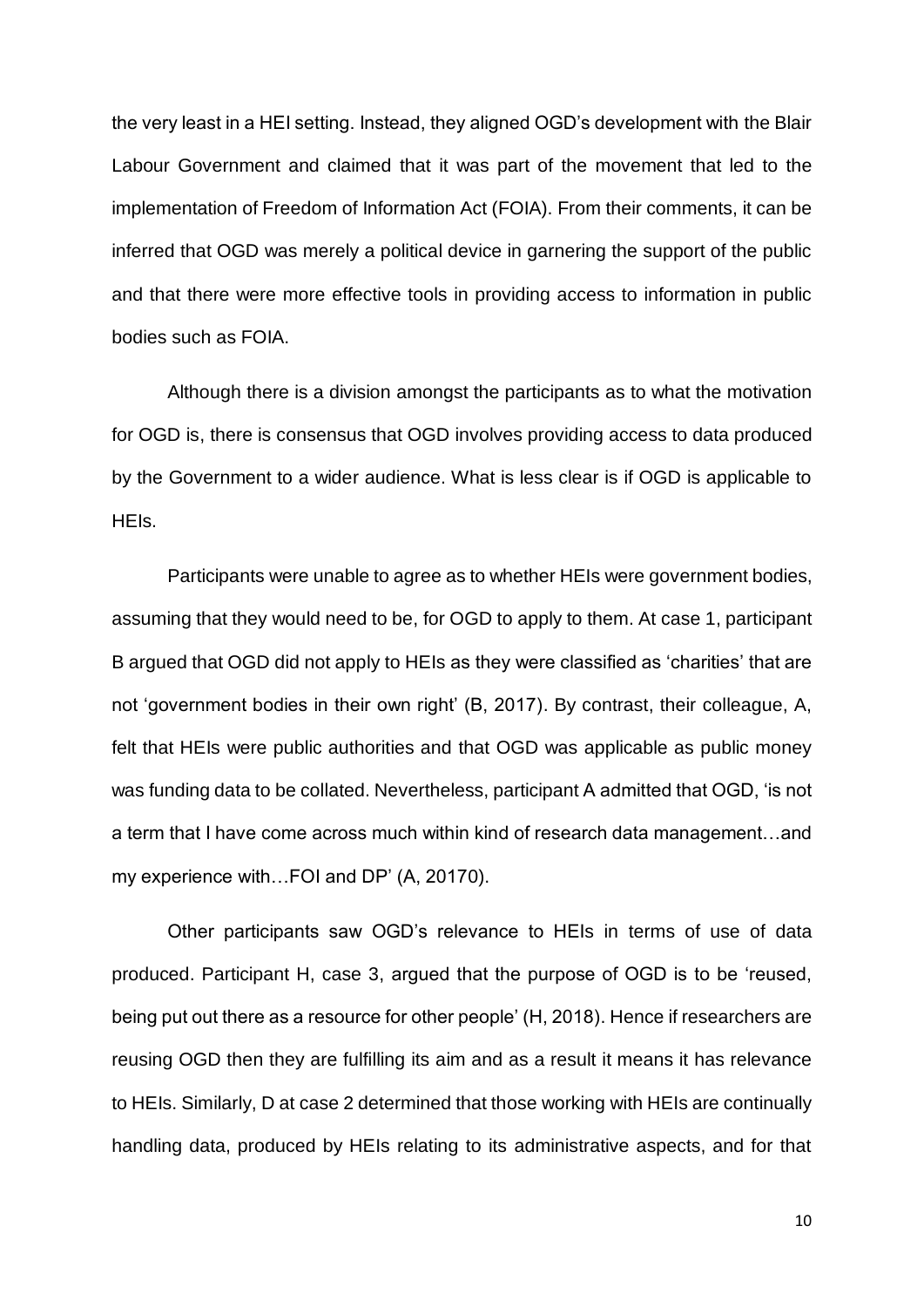the very least in a HEI setting. Instead, they aligned OGD's development with the Blair Labour Government and claimed that it was part of the movement that led to the implementation of Freedom of Information Act (FOIA). From their comments, it can be inferred that OGD was merely a political device in garnering the support of the public and that there were more effective tools in providing access to information in public bodies such as FOIA.

Although there is a division amongst the participants as to what the motivation for OGD is, there is consensus that OGD involves providing access to data produced by the Government to a wider audience. What is less clear is if OGD is applicable to HEIs.

Participants were unable to agree as to whether HEIs were government bodies, assuming that they would need to be, for OGD to apply to them. At case 1, participant B argued that OGD did not apply to HEIs as they were classified as 'charities' that are not 'government bodies in their own right' (B, 2017). By contrast, their colleague, A, felt that HEIs were public authorities and that OGD was applicable as public money was funding data to be collated. Nevertheless, participant A admitted that OGD, 'is not a term that I have come across much within kind of research data management…and my experience with…FOI and DP' (A, 20170).

Other participants saw OGD's relevance to HEIs in terms of use of data produced. Participant H, case 3, argued that the purpose of OGD is to be 'reused, being put out there as a resource for other people' (H, 2018). Hence if researchers are reusing OGD then they are fulfilling its aim and as a result it means it has relevance to HEIs. Similarly, D at case 2 determined that those working with HEIs are continually handling data, produced by HEIs relating to its administrative aspects, and for that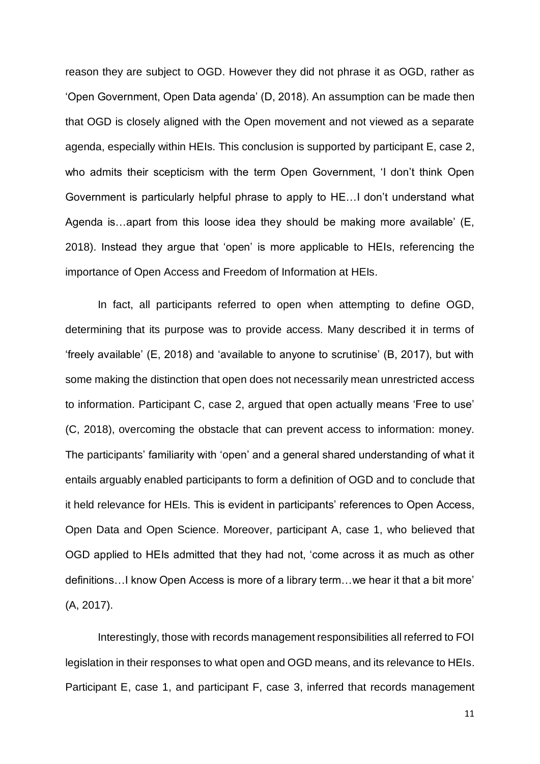reason they are subject to OGD. However they did not phrase it as OGD, rather as 'Open Government, Open Data agenda' (D, 2018). An assumption can be made then that OGD is closely aligned with the Open movement and not viewed as a separate agenda, especially within HEIs. This conclusion is supported by participant E, case 2, who admits their scepticism with the term Open Government, 'I don't think Open Government is particularly helpful phrase to apply to HE…I don't understand what Agenda is…apart from this loose idea they should be making more available' (E, 2018). Instead they argue that 'open' is more applicable to HEIs, referencing the importance of Open Access and Freedom of Information at HEIs.

In fact, all participants referred to open when attempting to define OGD, determining that its purpose was to provide access. Many described it in terms of 'freely available' (E, 2018) and 'available to anyone to scrutinise' (B, 2017), but with some making the distinction that open does not necessarily mean unrestricted access to information. Participant C, case 2, argued that open actually means 'Free to use' (C, 2018), overcoming the obstacle that can prevent access to information: money. The participants' familiarity with 'open' and a general shared understanding of what it entails arguably enabled participants to form a definition of OGD and to conclude that it held relevance for HEIs. This is evident in participants' references to Open Access, Open Data and Open Science. Moreover, participant A, case 1, who believed that OGD applied to HEIs admitted that they had not, 'come across it as much as other definitions…I know Open Access is more of a library term…we hear it that a bit more' (A, 2017).

Interestingly, those with records management responsibilities all referred to FOI legislation in their responses to what open and OGD means, and its relevance to HEIs. Participant E, case 1, and participant F, case 3, inferred that records management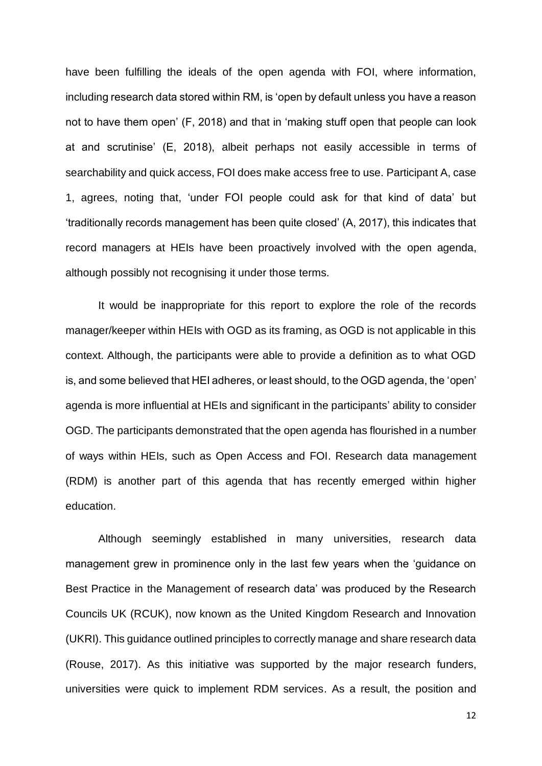have been fulfilling the ideals of the open agenda with FOI, where information, including research data stored within RM, is 'open by default unless you have a reason not to have them open' (F, 2018) and that in 'making stuff open that people can look at and scrutinise' (E, 2018), albeit perhaps not easily accessible in terms of searchability and quick access, FOI does make access free to use. Participant A, case 1, agrees, noting that, 'under FOI people could ask for that kind of data' but 'traditionally records management has been quite closed' (A, 2017), this indicates that record managers at HEIs have been proactively involved with the open agenda, although possibly not recognising it under those terms.

It would be inappropriate for this report to explore the role of the records manager/keeper within HEIs with OGD as its framing, as OGD is not applicable in this context. Although, the participants were able to provide a definition as to what OGD is, and some believed that HEI adheres, or least should, to the OGD agenda, the 'open' agenda is more influential at HEIs and significant in the participants' ability to consider OGD. The participants demonstrated that the open agenda has flourished in a number of ways within HEIs, such as Open Access and FOI. Research data management (RDM) is another part of this agenda that has recently emerged within higher education.

Although seemingly established in many universities, research data management grew in prominence only in the last few years when the 'guidance on Best Practice in the Management of research data' was produced by the Research Councils UK (RCUK), now known as the United Kingdom Research and Innovation (UKRI). This guidance outlined principles to correctly manage and share research data (Rouse, 2017). As this initiative was supported by the major research funders, universities were quick to implement RDM services. As a result, the position and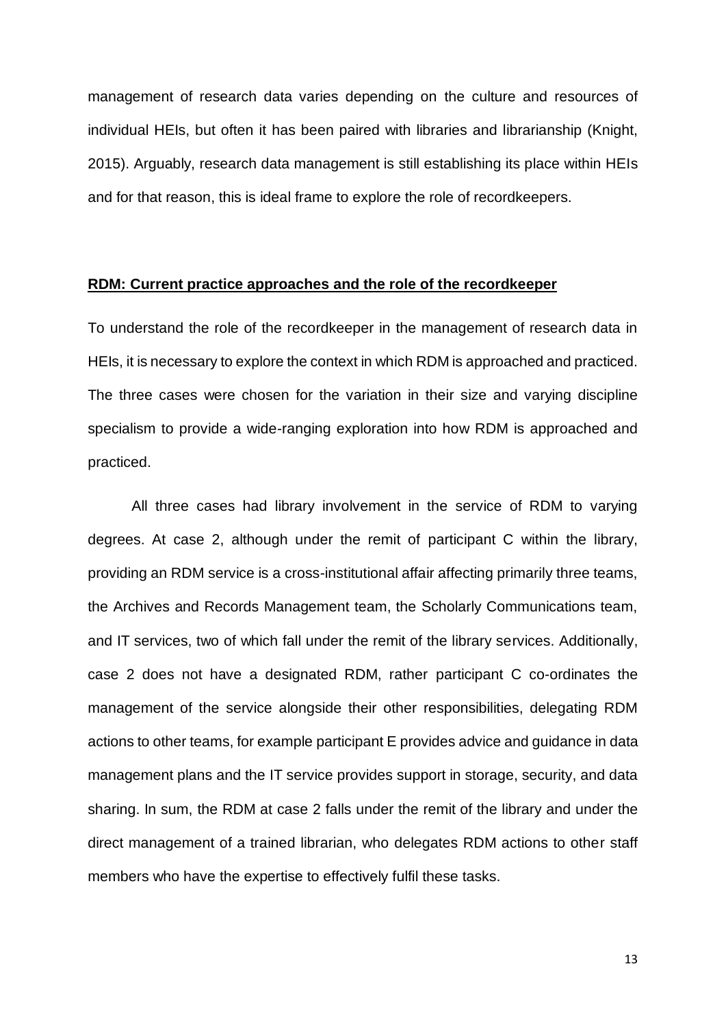management of research data varies depending on the culture and resources of individual HEIs, but often it has been paired with libraries and librarianship (Knight, 2015). Arguably, research data management is still establishing its place within HEIs and for that reason, this is ideal frame to explore the role of recordkeepers.

## RDM: Current practice approaches and the role of the recordkeeper

To understand the role of the recordkeeper in the management of research data in HEIs, it is necessary to explore the context in which RDM is approached and practiced. The three cases were chosen for the variation in their size and varying discipline specialism to provide a wide-ranging exploration into how RDM is approached and practiced.

All three cases had library involvement in the service of RDM to varying degrees. At case 2, although under the remit of participant C within the library, providing an RDM service is a cross-institutional affair affecting primarily three teams, the Archives and Records Management team, the Scholarly Communications team, and IT services, two of which fall under the remit of the library services. Additionally, case 2 does not have a designated RDM, rather participant C co-ordinates the management of the service alongside their other responsibilities, delegating RDM actions to other teams, for example participant E provides advice and guidance in data management plans and the IT service provides support in storage, security, and data sharing. In sum, the RDM at case 2 falls under the remit of the library and under the direct management of a trained librarian, who delegates RDM actions to other staff members who have the expertise to effectively fulfil these tasks.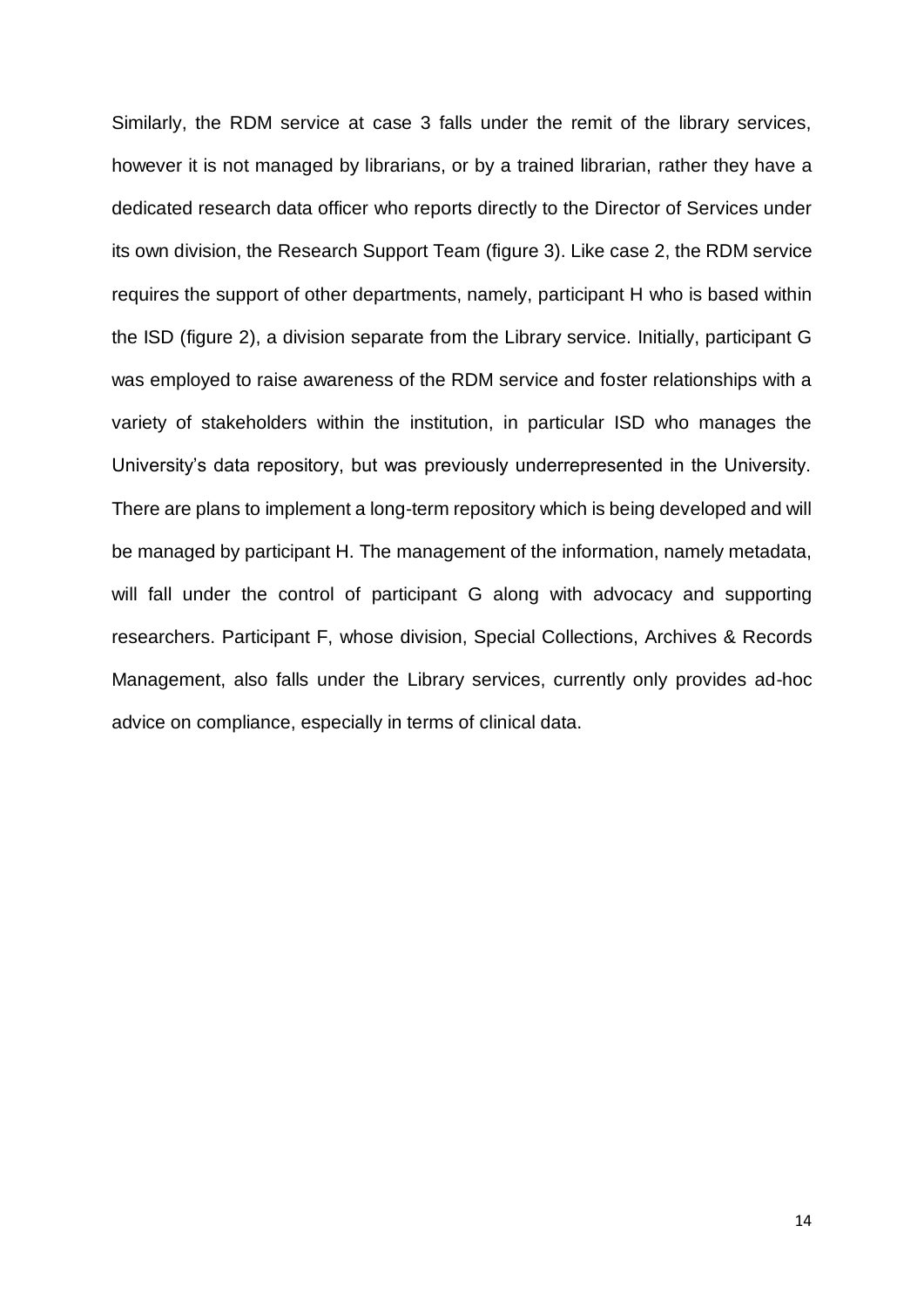Similarly, the RDM service at case 3 falls under the remit of the library services, however it is not managed by librarians, or by a trained librarian, rather they have a dedicated research data officer who reports directly to the Director of Services under its own division, the Research Support Team (figure 3). Like case 2, the RDM service requires the support of other departments, namely, participant H who is based within the ISD (figure 2), a division separate from the Library service. Initially, participant G was employed to raise awareness of the RDM service and foster relationships with a variety of stakeholders within the institution, in particular ISD who manages the University's data repository, but was previously underrepresented in the University. There are plans to implement a long-term repository which is being developed and will be managed by participant H. The management of the information, namely metadata, will fall under the control of participant G along with advocacy and supporting researchers. Participant F, whose division, Special Collections, Archives & Records Management, also falls under the Library services, currently only provides ad-hoc advice on compliance, especially in terms of clinical data.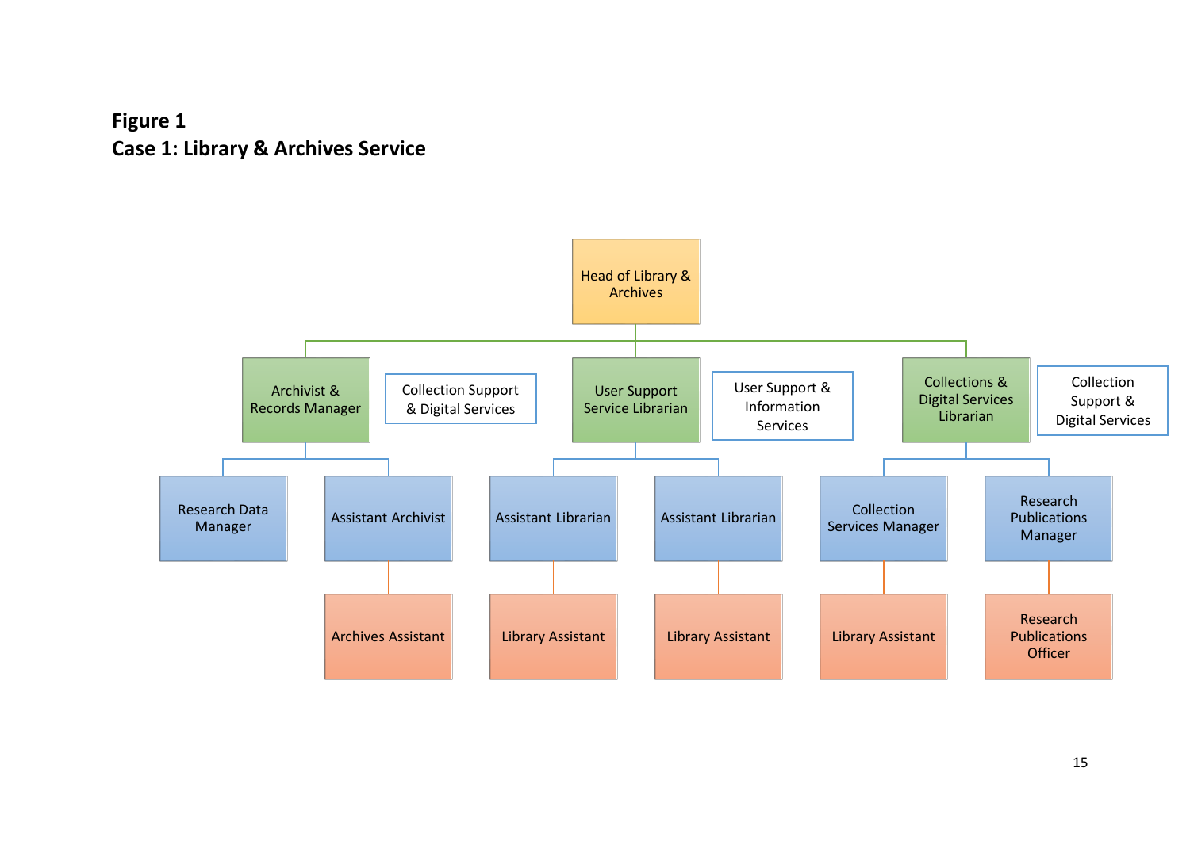**Figure 1**
**Case 1: Library & Archives Service**

- Head of Library & Archives
  - Archivist & Records Manager (Collection Support & Digital Services)
    - Research Data Manager
    - Assistant Archivist
      - Archives Assistant
  - User Support Service Librarian (User Support & Information Services)
    - Assistant Librarian
      - Library Assistant
    - Assistant Librarian
      - Library Assistant
  - Collections & Digital Services Librarian (Collection Support & Digital Services)
    - Collection Services Manager
      - Library Assistant
    - Research Publications Manager
      - Research Publications Officer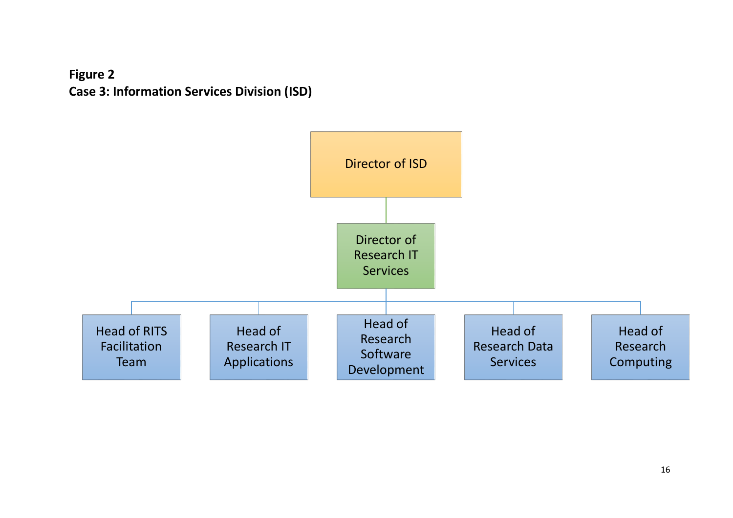**Figure 2**
**Case 3: Information Services Division (ISD)**

- Director of ISD
  - Director of Research IT Services
    - Head of RITS Facilitation Team
    - Head of Research IT Applications
    - Head of Research Software Development
    - Head of Research Data Services
    - Head of Research Computing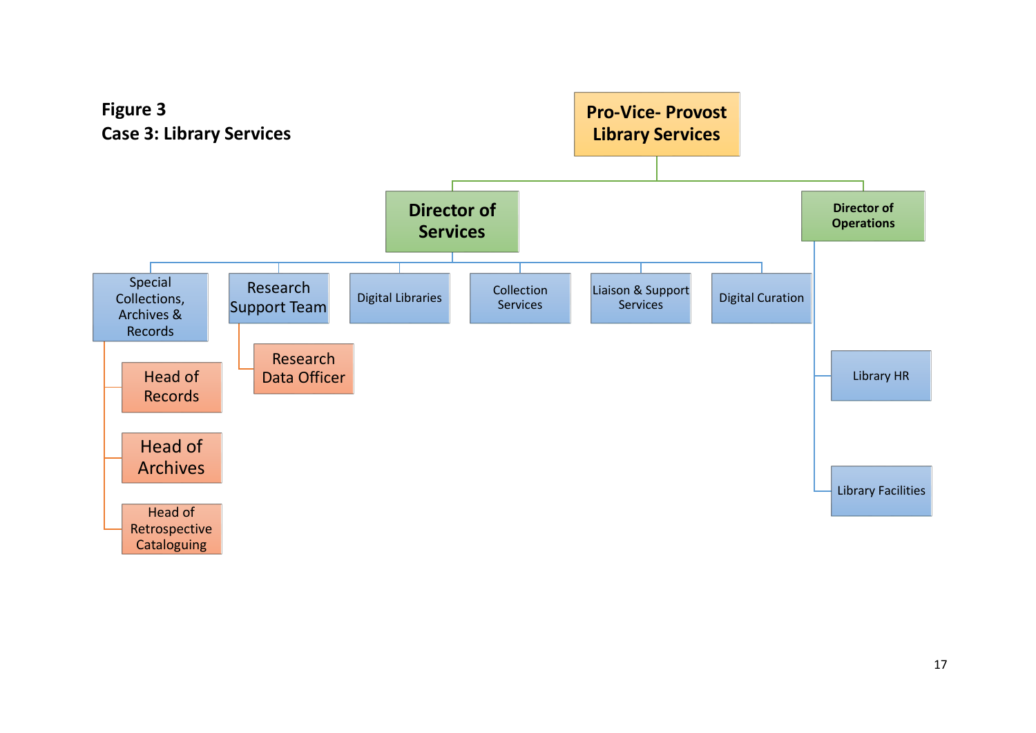**Figure 3**
**Case 3: Library Services**

- **Pro-Vice- Provost Library Services**
  - **Director of Services**
    - Special Collections, Archives & Records
      - Head of Records
      - Head of Archives
      - Head of Retrospective Cataloguing
    - Research Support Team
      - Research Data Officer
    - Digital Libraries
    - Collection Services
    - Liaison & Support Services
    - Digital Curation
  - **Director of Operations**
    - Library HR
    - Library Facilities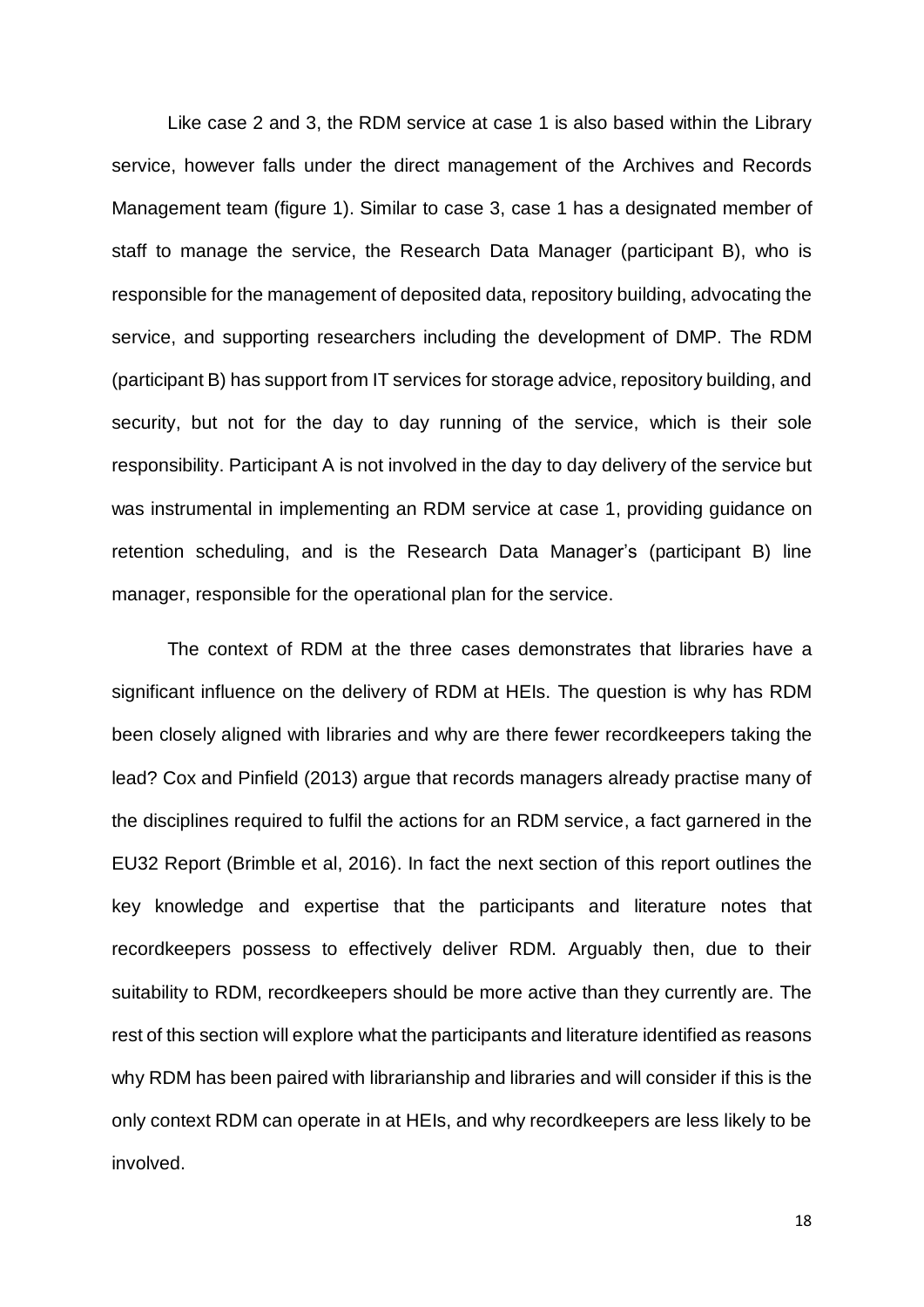Like case 2 and 3, the RDM service at case 1 is also based within the Library service, however falls under the direct management of the Archives and Records Management team (figure 1). Similar to case 3, case 1 has a designated member of staff to manage the service, the Research Data Manager (participant B), who is responsible for the management of deposited data, repository building, advocating the service, and supporting researchers including the development of DMP. The RDM (participant B) has support from IT services for storage advice, repository building, and security, but not for the day to day running of the service, which is their sole responsibility. Participant A is not involved in the day to day delivery of the service but was instrumental in implementing an RDM service at case 1, providing guidance on retention scheduling, and is the Research Data Manager's (participant B) line manager, responsible for the operational plan for the service.

The context of RDM at the three cases demonstrates that libraries have a significant influence on the delivery of RDM at HEIs. The question is why has RDM been closely aligned with libraries and why are there fewer recordkeepers taking the lead? Cox and Pinfield (2013) argue that records managers already practise many of the disciplines required to fulfil the actions for an RDM service, a fact garnered in the EU32 Report (Brimble et al, 2016). In fact the next section of this report outlines the key knowledge and expertise that the participants and literature notes that recordkeepers possess to effectively deliver RDM. Arguably then, due to their suitability to RDM, recordkeepers should be more active than they currently are. The rest of this section will explore what the participants and literature identified as reasons why RDM has been paired with librarianship and libraries and will consider if this is the only context RDM can operate in at HEIs, and why recordkeepers are less likely to be involved.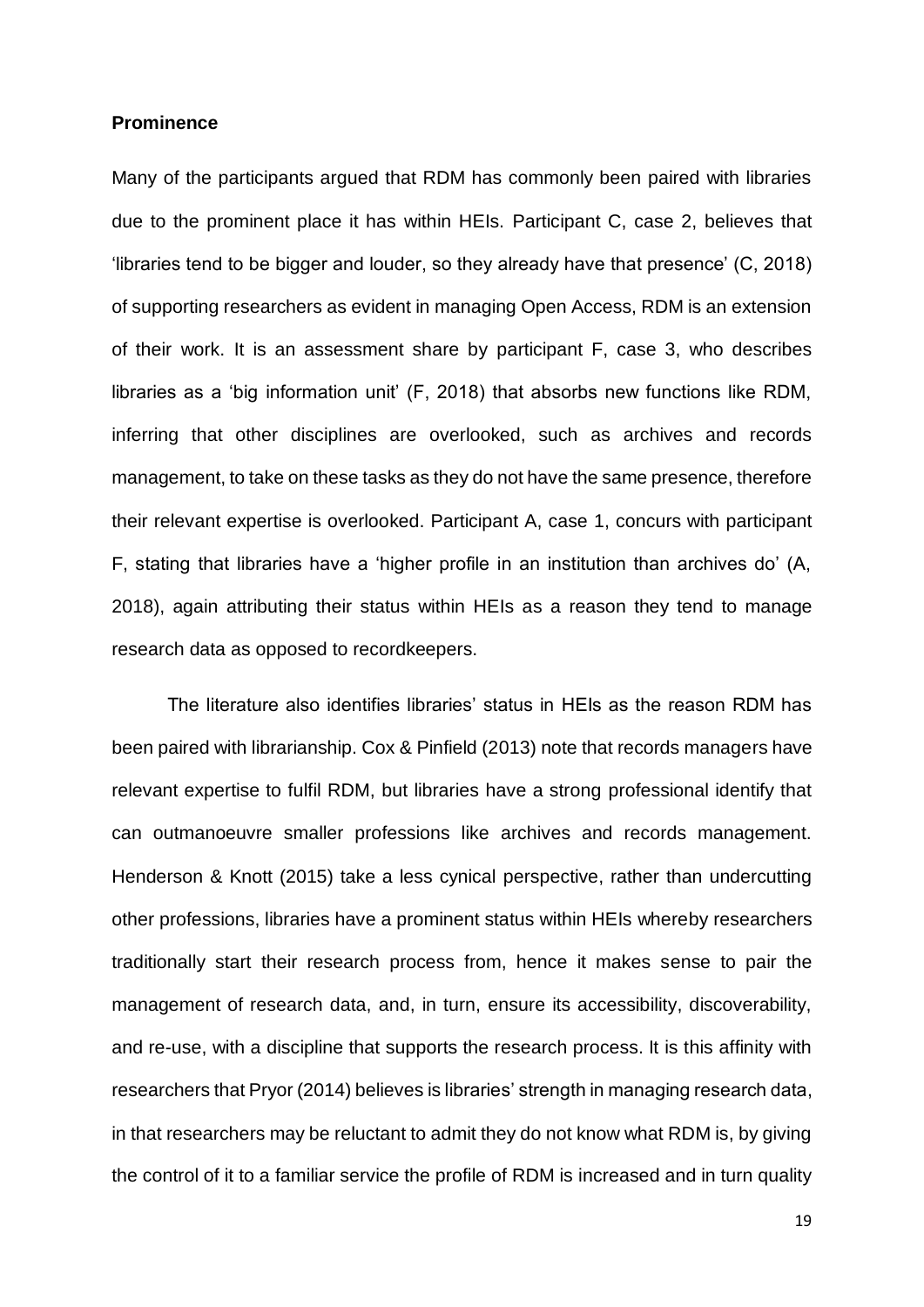**Prominence**

Many of the participants argued that RDM has commonly been paired with libraries due to the prominent place it has within HEIs. Participant C, case 2, believes that 'libraries tend to be bigger and louder, so they already have that presence' (C, 2018) of supporting researchers as evident in managing Open Access, RDM is an extension of their work. It is an assessment share by participant F, case 3, who describes libraries as a 'big information unit' (F, 2018) that absorbs new functions like RDM, inferring that other disciplines are overlooked, such as archives and records management, to take on these tasks as they do not have the same presence, therefore their relevant expertise is overlooked. Participant A, case 1, concurs with participant F, stating that libraries have a 'higher profile in an institution than archives do' (A, 2018), again attributing their status within HEIs as a reason they tend to manage research data as opposed to recordkeepers.

The literature also identifies libraries' status in HEIs as the reason RDM has been paired with librarianship. Cox & Pinfield (2013) note that records managers have relevant expertise to fulfil RDM, but libraries have a strong professional identify that can outmanoeuvre smaller professions like archives and records management. Henderson & Knott (2015) take a less cynical perspective, rather than undercutting other professions, libraries have a prominent status within HEIs whereby researchers traditionally start their research process from, hence it makes sense to pair the management of research data, and, in turn, ensure its accessibility, discoverability, and re-use, with a discipline that supports the research process. It is this affinity with researchers that Pryor (2014) believes is libraries' strength in managing research data, in that researchers may be reluctant to admit they do not know what RDM is, by giving the control of it to a familiar service the profile of RDM is increased and in turn quality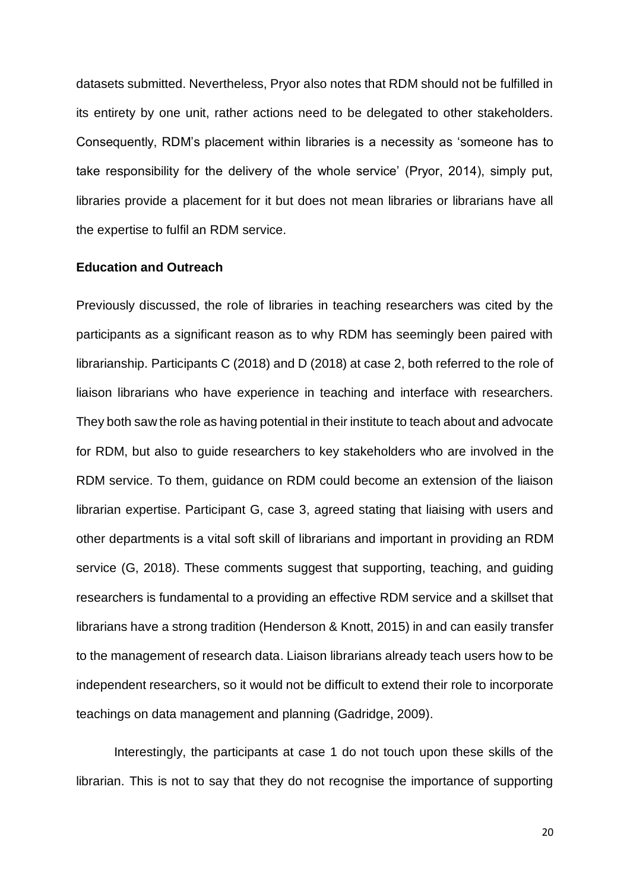datasets submitted. Nevertheless, Pryor also notes that RDM should not be fulfilled in its entirety by one unit, rather actions need to be delegated to other stakeholders. Consequently, RDM's placement within libraries is a necessity as 'someone has to take responsibility for the delivery of the whole service' (Pryor, 2014), simply put, libraries provide a placement for it but does not mean libraries or librarians have all the expertise to fulfil an RDM service.

**Education and Outreach**

Previously discussed, the role of libraries in teaching researchers was cited by the participants as a significant reason as to why RDM has seemingly been paired with librarianship. Participants C (2018) and D (2018) at case 2, both referred to the role of liaison librarians who have experience in teaching and interface with researchers. They both saw the role as having potential in their institute to teach about and advocate for RDM, but also to guide researchers to key stakeholders who are involved in the RDM service. To them, guidance on RDM could become an extension of the liaison librarian expertise. Participant G, case 3, agreed stating that liaising with users and other departments is a vital soft skill of librarians and important in providing an RDM service (G, 2018). These comments suggest that supporting, teaching, and guiding researchers is fundamental to a providing an effective RDM service and a skillset that librarians have a strong tradition (Henderson & Knott, 2015) in and can easily transfer to the management of research data. Liaison librarians already teach users how to be independent researchers, so it would not be difficult to extend their role to incorporate teachings on data management and planning (Gadridge, 2009).

Interestingly, the participants at case 1 do not touch upon these skills of the librarian. This is not to say that they do not recognise the importance of supporting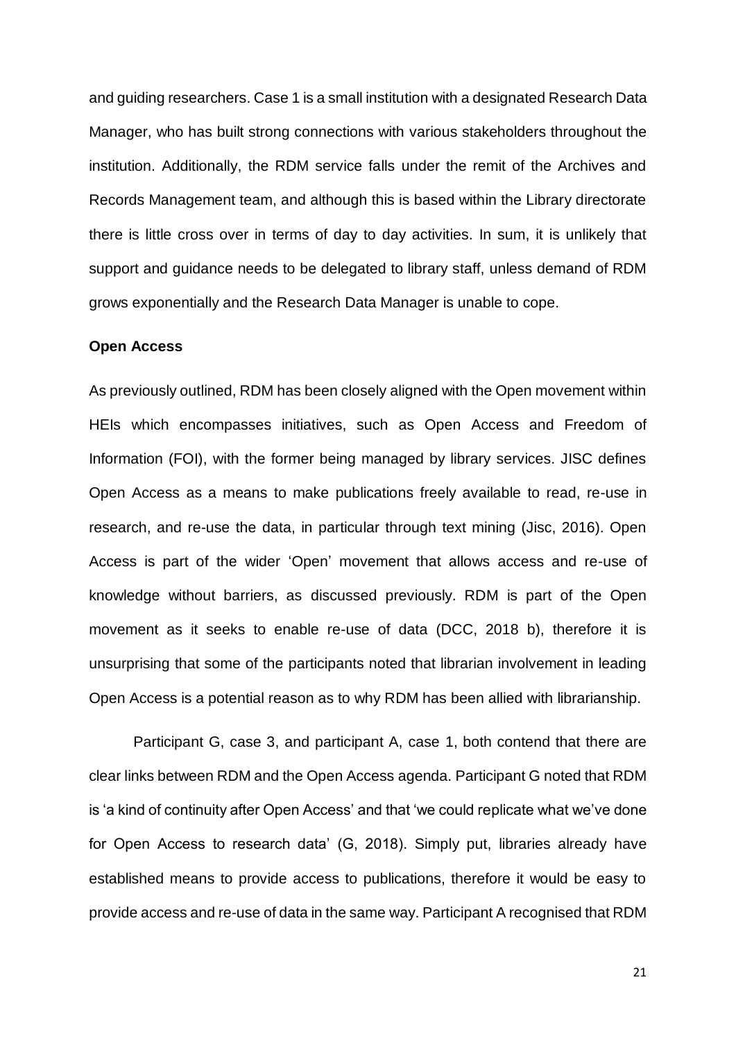and guiding researchers. Case 1 is a small institution with a designated Research Data Manager, who has built strong connections with various stakeholders throughout the institution. Additionally, the RDM service falls under the remit of the Archives and Records Management team, and although this is based within the Library directorate there is little cross over in terms of day to day activities. In sum, it is unlikely that support and guidance needs to be delegated to library staff, unless demand of RDM grows exponentially and the Research Data Manager is unable to cope.

**Open Access**

As previously outlined, RDM has been closely aligned with the Open movement within HEIs which encompasses initiatives, such as Open Access and Freedom of Information (FOI), with the former being managed by library services. JISC defines Open Access as a means to make publications freely available to read, re-use in research, and re-use the data, in particular through text mining (Jisc, 2016). Open Access is part of the wider 'Open' movement that allows access and re-use of knowledge without barriers, as discussed previously. RDM is part of the Open movement as it seeks to enable re-use of data (DCC, 2018 b), therefore it is unsurprising that some of the participants noted that librarian involvement in leading Open Access is a potential reason as to why RDM has been allied with librarianship.

Participant G, case 3, and participant A, case 1, both contend that there are clear links between RDM and the Open Access agenda. Participant G noted that RDM is 'a kind of continuity after Open Access' and that 'we could replicate what we've done for Open Access to research data' (G, 2018). Simply put, libraries already have established means to provide access to publications, therefore it would be easy to provide access and re-use of data in the same way. Participant A recognised that RDM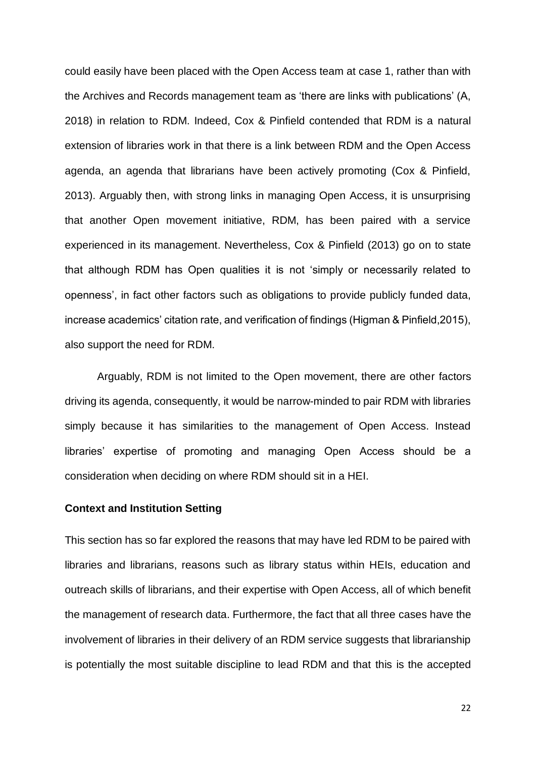could easily have been placed with the Open Access team at case 1, rather than with the Archives and Records management team as 'there are links with publications' (A, 2018) in relation to RDM. Indeed, Cox & Pinfield contended that RDM is a natural extension of libraries work in that there is a link between RDM and the Open Access agenda, an agenda that librarians have been actively promoting (Cox & Pinfield, 2013). Arguably then, with strong links in managing Open Access, it is unsurprising that another Open movement initiative, RDM, has been paired with a service experienced in its management. Nevertheless, Cox & Pinfield (2013) go on to state that although RDM has Open qualities it is not 'simply or necessarily related to openness', in fact other factors such as obligations to provide publicly funded data, increase academics' citation rate, and verification of findings (Higman & Pinfield,2015), also support the need for RDM.

Arguably, RDM is not limited to the Open movement, there are other factors driving its agenda, consequently, it would be narrow-minded to pair RDM with libraries simply because it has similarities to the management of Open Access. Instead libraries' expertise of promoting and managing Open Access should be a consideration when deciding on where RDM should sit in a HEI.

**Context and Institution Setting**

This section has so far explored the reasons that may have led RDM to be paired with libraries and librarians, reasons such as library status within HEIs, education and outreach skills of librarians, and their expertise with Open Access, all of which benefit the management of research data. Furthermore, the fact that all three cases have the involvement of libraries in their delivery of an RDM service suggests that librarianship is potentially the most suitable discipline to lead RDM and that this is the accepted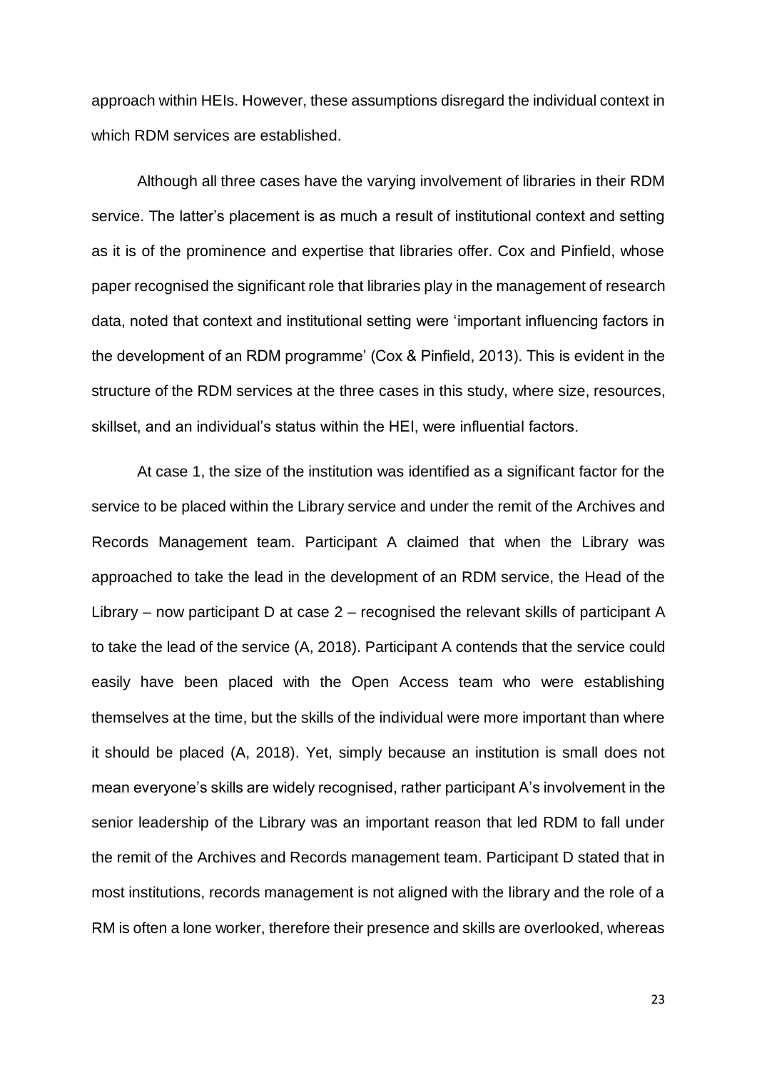approach within HEIs. However, these assumptions disregard the individual context in which RDM services are established.

Although all three cases have the varying involvement of libraries in their RDM service. The latter's placement is as much a result of institutional context and setting as it is of the prominence and expertise that libraries offer. Cox and Pinfield, whose paper recognised the significant role that libraries play in the management of research data, noted that context and institutional setting were 'important influencing factors in the development of an RDM programme' (Cox & Pinfield, 2013). This is evident in the structure of the RDM services at the three cases in this study, where size, resources, skillset, and an individual's status within the HEI, were influential factors.

At case 1, the size of the institution was identified as a significant factor for the service to be placed within the Library service and under the remit of the Archives and Records Management team. Participant A claimed that when the Library was approached to take the lead in the development of an RDM service, the Head of the Library – now participant D at case 2 – recognised the relevant skills of participant A to take the lead of the service (A, 2018). Participant A contends that the service could easily have been placed with the Open Access team who were establishing themselves at the time, but the skills of the individual were more important than where it should be placed (A, 2018). Yet, simply because an institution is small does not mean everyone's skills are widely recognised, rather participant A's involvement in the senior leadership of the Library was an important reason that led RDM to fall under the remit of the Archives and Records management team. Participant D stated that in most institutions, records management is not aligned with the library and the role of a RM is often a lone worker, therefore their presence and skills are overlooked, whereas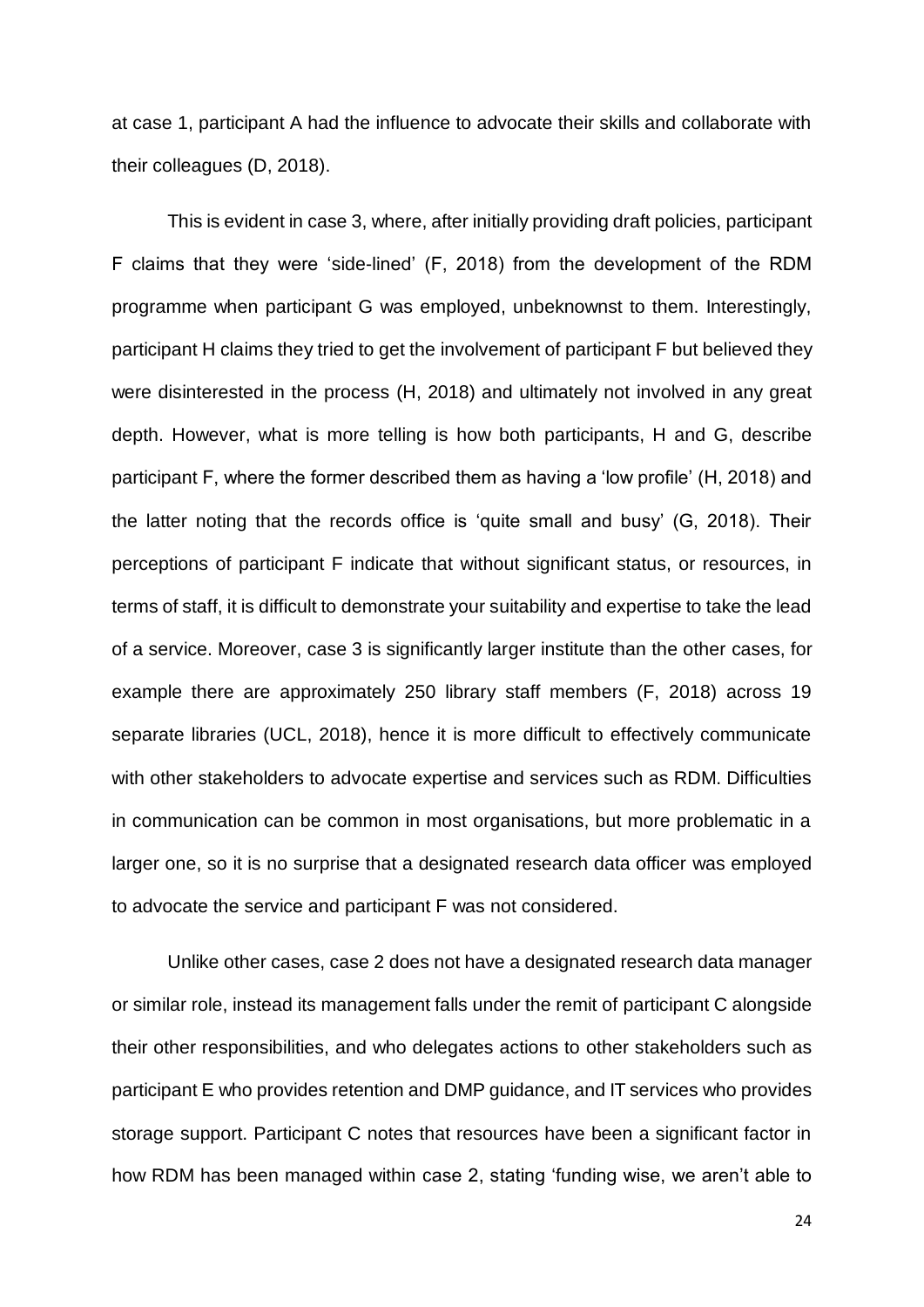at case 1, participant A had the influence to advocate their skills and collaborate with their colleagues (D, 2018).

This is evident in case 3, where, after initially providing draft policies, participant F claims that they were 'side-lined' (F, 2018) from the development of the RDM programme when participant G was employed, unbeknownst to them. Interestingly, participant H claims they tried to get the involvement of participant F but believed they were disinterested in the process (H, 2018) and ultimately not involved in any great depth. However, what is more telling is how both participants, H and G, describe participant F, where the former described them as having a 'low profile' (H, 2018) and the latter noting that the records office is 'quite small and busy' (G, 2018). Their perceptions of participant F indicate that without significant status, or resources, in terms of staff, it is difficult to demonstrate your suitability and expertise to take the lead of a service. Moreover, case 3 is significantly larger institute than the other cases, for example there are approximately 250 library staff members (F, 2018) across 19 separate libraries (UCL, 2018), hence it is more difficult to effectively communicate with other stakeholders to advocate expertise and services such as RDM. Difficulties in communication can be common in most organisations, but more problematic in a larger one, so it is no surprise that a designated research data officer was employed to advocate the service and participant F was not considered.

Unlike other cases, case 2 does not have a designated research data manager or similar role, instead its management falls under the remit of participant C alongside their other responsibilities, and who delegates actions to other stakeholders such as participant E who provides retention and DMP guidance, and IT services who provides storage support. Participant C notes that resources have been a significant factor in how RDM has been managed within case 2, stating 'funding wise, we aren't able to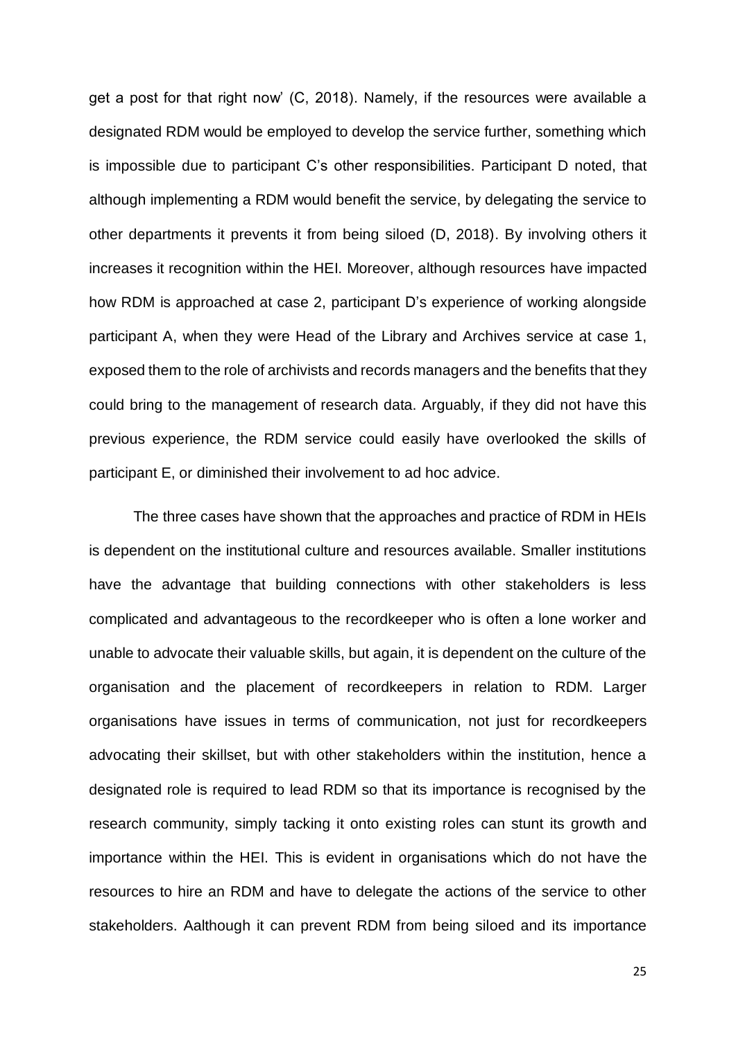get a post for that right now' (C, 2018). Namely, if the resources were available a designated RDM would be employed to develop the service further, something which is impossible due to participant C's other responsibilities. Participant D noted, that although implementing a RDM would benefit the service, by delegating the service to other departments it prevents it from being siloed (D, 2018). By involving others it increases it recognition within the HEI. Moreover, although resources have impacted how RDM is approached at case 2, participant D's experience of working alongside participant A, when they were Head of the Library and Archives service at case 1, exposed them to the role of archivists and records managers and the benefits that they could bring to the management of research data. Arguably, if they did not have this previous experience, the RDM service could easily have overlooked the skills of participant E, or diminished their involvement to ad hoc advice.

The three cases have shown that the approaches and practice of RDM in HEIs is dependent on the institutional culture and resources available. Smaller institutions have the advantage that building connections with other stakeholders is less complicated and advantageous to the recordkeeper who is often a lone worker and unable to advocate their valuable skills, but again, it is dependent on the culture of the organisation and the placement of recordkeepers in relation to RDM. Larger organisations have issues in terms of communication, not just for recordkeepers advocating their skillset, but with other stakeholders within the institution, hence a designated role is required to lead RDM so that its importance is recognised by the research community, simply tacking it onto existing roles can stunt its growth and importance within the HEI. This is evident in organisations which do not have the resources to hire an RDM and have to delegate the actions of the service to other stakeholders. Aalthough it can prevent RDM from being siloed and its importance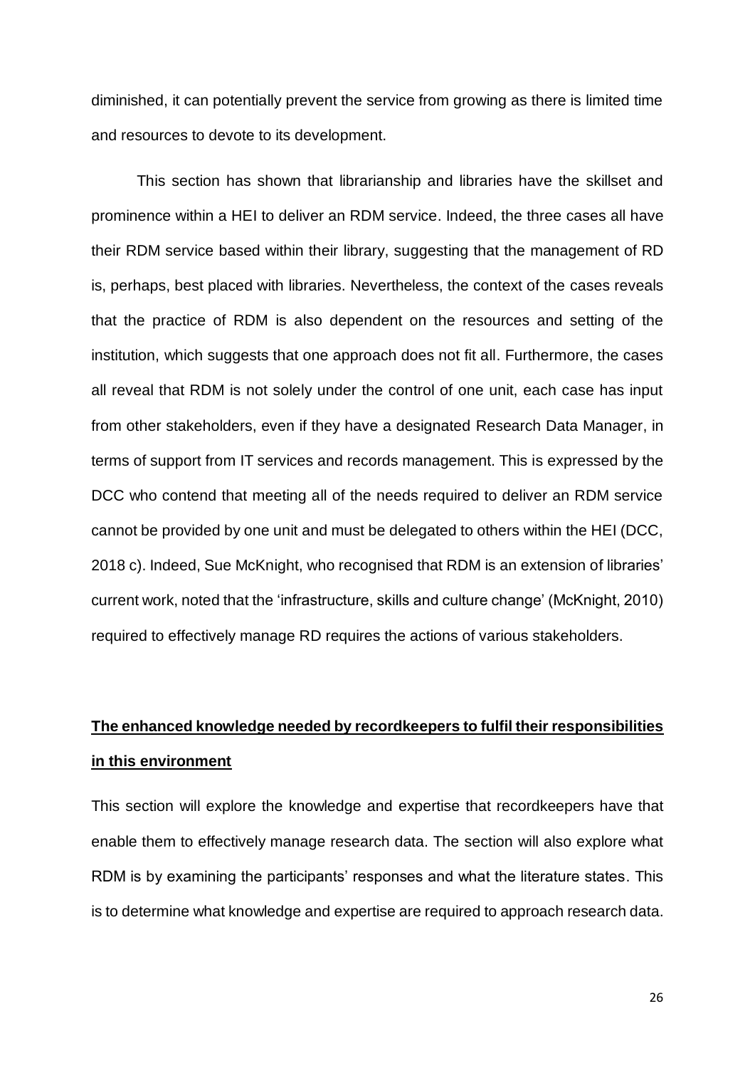diminished, it can potentially prevent the service from growing as there is limited time and resources to devote to its development.

This section has shown that librarianship and libraries have the skillset and prominence within a HEI to deliver an RDM service. Indeed, the three cases all have their RDM service based within their library, suggesting that the management of RD is, perhaps, best placed with libraries. Nevertheless, the context of the cases reveals that the practice of RDM is also dependent on the resources and setting of the institution, which suggests that one approach does not fit all. Furthermore, the cases all reveal that RDM is not solely under the control of one unit, each case has input from other stakeholders, even if they have a designated Research Data Manager, in terms of support from IT services and records management. This is expressed by the DCC who contend that meeting all of the needs required to deliver an RDM service cannot be provided by one unit and must be delegated to others within the HEI (DCC, 2018 c). Indeed, Sue McKnight, who recognised that RDM is an extension of libraries' current work, noted that the 'infrastructure, skills and culture change' (McKnight, 2010) required to effectively manage RD requires the actions of various stakeholders.

## The enhanced knowledge needed by recordkeepers to fulfil their responsibilities in this environment

This section will explore the knowledge and expertise that recordkeepers have that enable them to effectively manage research data. The section will also explore what RDM is by examining the participants' responses and what the literature states. This is to determine what knowledge and expertise are required to approach research data.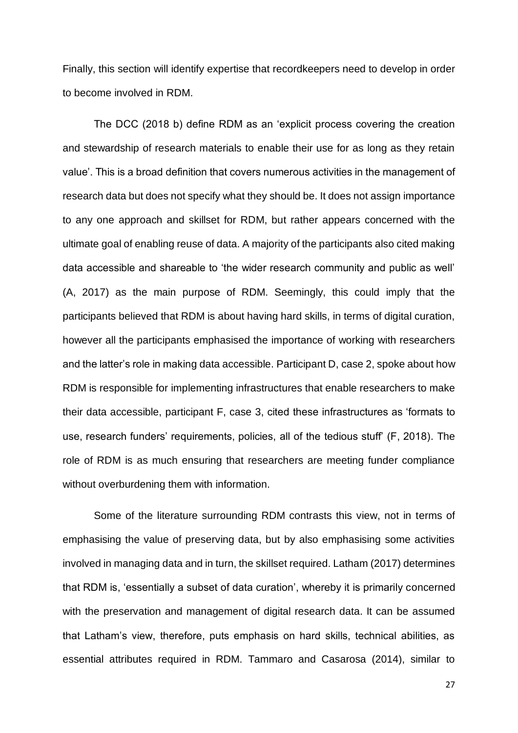Finally, this section will identify expertise that recordkeepers need to develop in order to become involved in RDM.

The DCC (2018 b) define RDM as an 'explicit process covering the creation and stewardship of research materials to enable their use for as long as they retain value'. This is a broad definition that covers numerous activities in the management of research data but does not specify what they should be. It does not assign importance to any one approach and skillset for RDM, but rather appears concerned with the ultimate goal of enabling reuse of data. A majority of the participants also cited making data accessible and shareable to 'the wider research community and public as well' (A, 2017) as the main purpose of RDM. Seemingly, this could imply that the participants believed that RDM is about having hard skills, in terms of digital curation, however all the participants emphasised the importance of working with researchers and the latter's role in making data accessible. Participant D, case 2, spoke about how RDM is responsible for implementing infrastructures that enable researchers to make their data accessible, participant F, case 3, cited these infrastructures as 'formats to use, research funders' requirements, policies, all of the tedious stuff' (F, 2018). The role of RDM is as much ensuring that researchers are meeting funder compliance without overburdening them with information.

Some of the literature surrounding RDM contrasts this view, not in terms of emphasising the value of preserving data, but by also emphasising some activities involved in managing data and in turn, the skillset required. Latham (2017) determines that RDM is, 'essentially a subset of data curation', whereby it is primarily concerned with the preservation and management of digital research data. It can be assumed that Latham's view, therefore, puts emphasis on hard skills, technical abilities, as essential attributes required in RDM. Tammaro and Casarosa (2014), similar to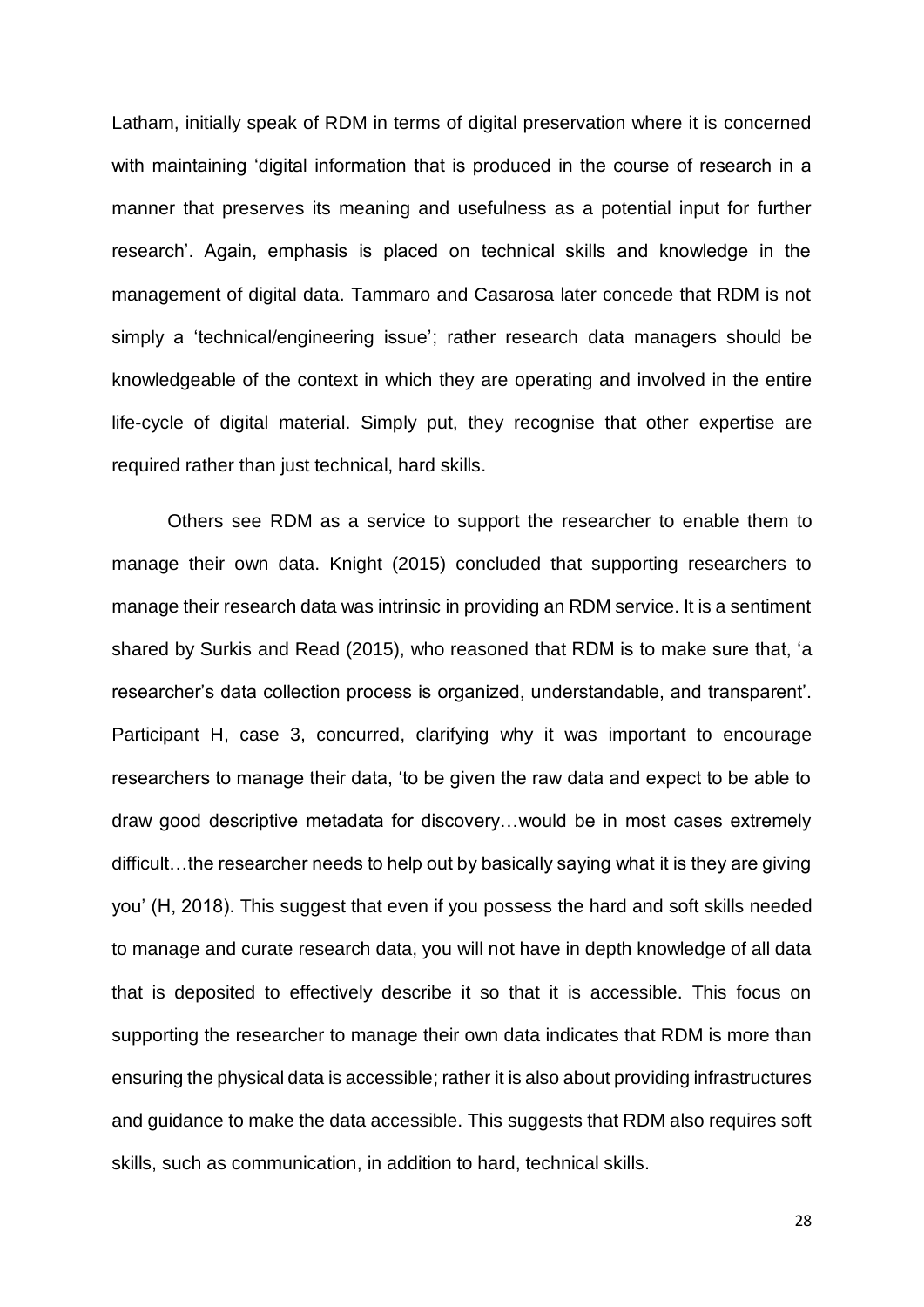Latham, initially speak of RDM in terms of digital preservation where it is concerned with maintaining 'digital information that is produced in the course of research in a manner that preserves its meaning and usefulness as a potential input for further research'. Again, emphasis is placed on technical skills and knowledge in the management of digital data. Tammaro and Casarosa later concede that RDM is not simply a 'technical/engineering issue'; rather research data managers should be knowledgeable of the context in which they are operating and involved in the entire life-cycle of digital material. Simply put, they recognise that other expertise are required rather than just technical, hard skills.

Others see RDM as a service to support the researcher to enable them to manage their own data. Knight (2015) concluded that supporting researchers to manage their research data was intrinsic in providing an RDM service. It is a sentiment shared by Surkis and Read (2015), who reasoned that RDM is to make sure that, 'a researcher's data collection process is organized, understandable, and transparent'. Participant H, case 3, concurred, clarifying why it was important to encourage researchers to manage their data, 'to be given the raw data and expect to be able to draw good descriptive metadata for discovery…would be in most cases extremely difficult…the researcher needs to help out by basically saying what it is they are giving you' (H, 2018). This suggest that even if you possess the hard and soft skills needed to manage and curate research data, you will not have in depth knowledge of all data that is deposited to effectively describe it so that it is accessible. This focus on supporting the researcher to manage their own data indicates that RDM is more than ensuring the physical data is accessible; rather it is also about providing infrastructures and guidance to make the data accessible. This suggests that RDM also requires soft skills, such as communication, in addition to hard, technical skills.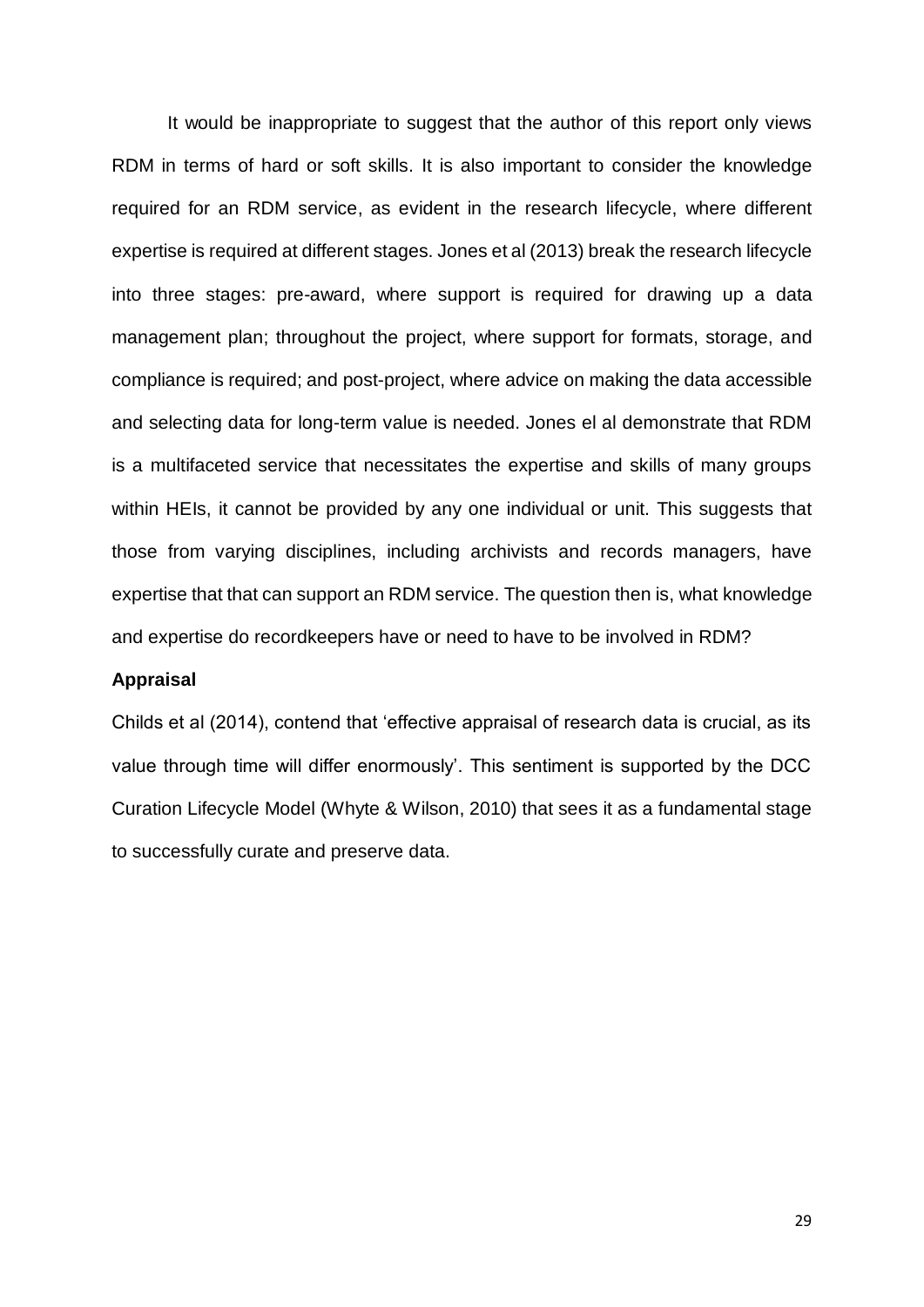It would be inappropriate to suggest that the author of this report only views RDM in terms of hard or soft skills. It is also important to consider the knowledge required for an RDM service, as evident in the research lifecycle, where different expertise is required at different stages. Jones et al (2013) break the research lifecycle into three stages: pre-award, where support is required for drawing up a data management plan; throughout the project, where support for formats, storage, and compliance is required; and post-project, where advice on making the data accessible and selecting data for long-term value is needed. Jones el al demonstrate that RDM is a multifaceted service that necessitates the expertise and skills of many groups within HEIs, it cannot be provided by any one individual or unit. This suggests that those from varying disciplines, including archivists and records managers, have expertise that that can support an RDM service. The question then is, what knowledge and expertise do recordkeepers have or need to have to be involved in RDM?

**Appraisal**

Childs et al (2014), contend that 'effective appraisal of research data is crucial, as its value through time will differ enormously'. This sentiment is supported by the DCC Curation Lifecycle Model (Whyte & Wilson, 2010) that sees it as a fundamental stage to successfully curate and preserve data.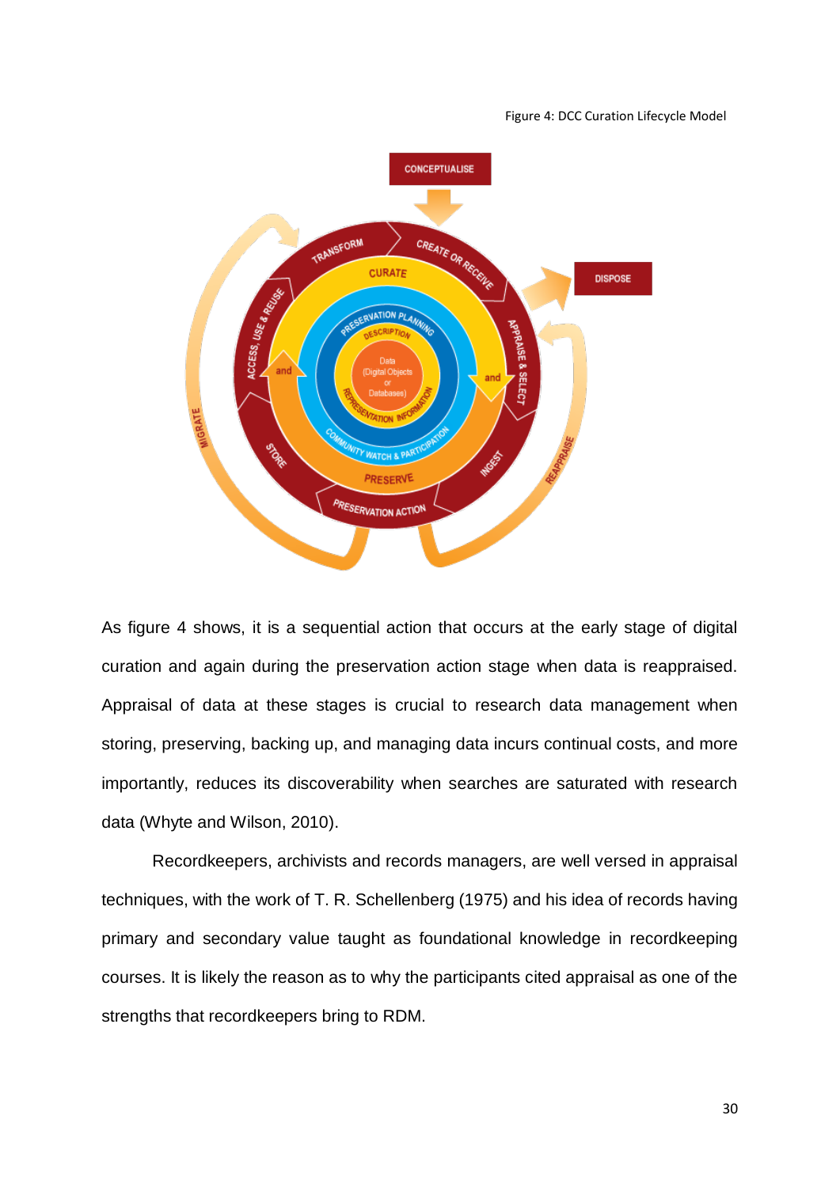Figure 4: DCC Curation Lifecycle Model

As figure 4 shows, it is a sequential action that occurs at the early stage of digital curation and again during the preservation action stage when data is reappraised. Appraisal of data at these stages is crucial to research data management when storing, preserving, backing up, and managing data incurs continual costs, and more importantly, reduces its discoverability when searches are saturated with research data (Whyte and Wilson, 2010).

Recordkeepers, archivists and records managers, are well versed in appraisal techniques, with the work of T. R. Schellenberg (1975) and his idea of records having primary and secondary value taught as foundational knowledge in recordkeeping courses. It is likely the reason as to why the participants cited appraisal as one of the strengths that recordkeepers bring to RDM.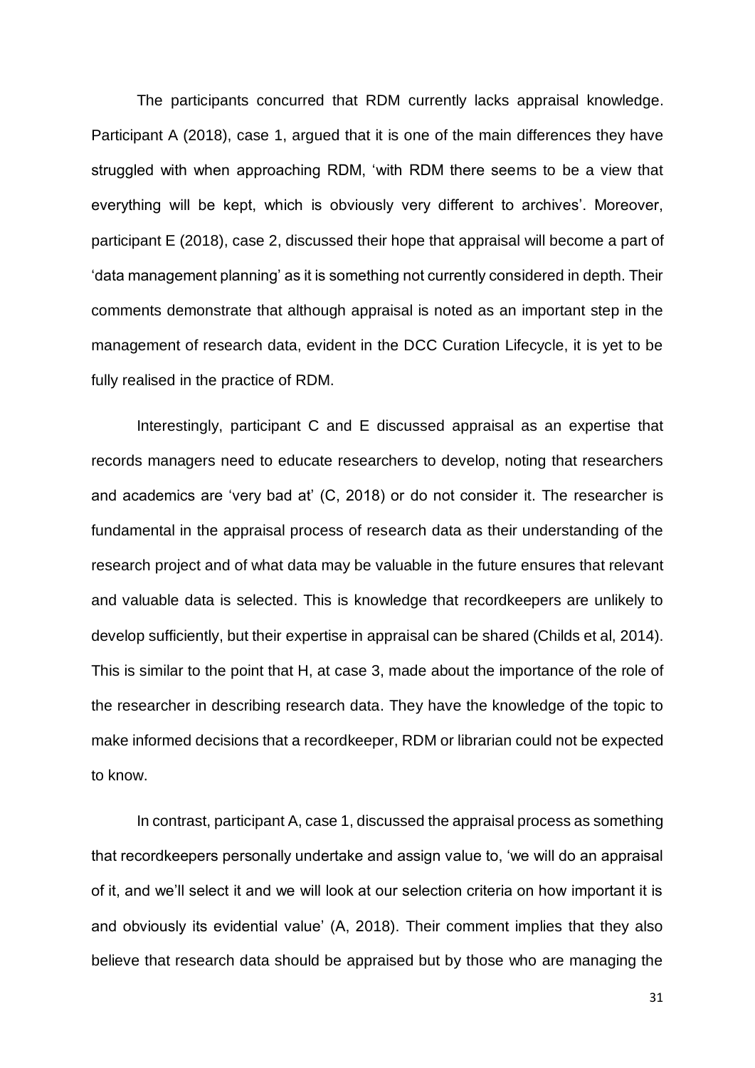The participants concurred that RDM currently lacks appraisal knowledge. Participant A (2018), case 1, argued that it is one of the main differences they have struggled with when approaching RDM, 'with RDM there seems to be a view that everything will be kept, which is obviously very different to archives'. Moreover, participant E (2018), case 2, discussed their hope that appraisal will become a part of 'data management planning' as it is something not currently considered in depth. Their comments demonstrate that although appraisal is noted as an important step in the management of research data, evident in the DCC Curation Lifecycle, it is yet to be fully realised in the practice of RDM.

Interestingly, participant C and E discussed appraisal as an expertise that records managers need to educate researchers to develop, noting that researchers and academics are 'very bad at' (C, 2018) or do not consider it. The researcher is fundamental in the appraisal process of research data as their understanding of the research project and of what data may be valuable in the future ensures that relevant and valuable data is selected. This is knowledge that recordkeepers are unlikely to develop sufficiently, but their expertise in appraisal can be shared (Childs et al, 2014). This is similar to the point that H, at case 3, made about the importance of the role of the researcher in describing research data. They have the knowledge of the topic to make informed decisions that a recordkeeper, RDM or librarian could not be expected to know.

In contrast, participant A, case 1, discussed the appraisal process as something that recordkeepers personally undertake and assign value to, 'we will do an appraisal of it, and we'll select it and we will look at our selection criteria on how important it is and obviously its evidential value' (A, 2018). Their comment implies that they also believe that research data should be appraised but by those who are managing the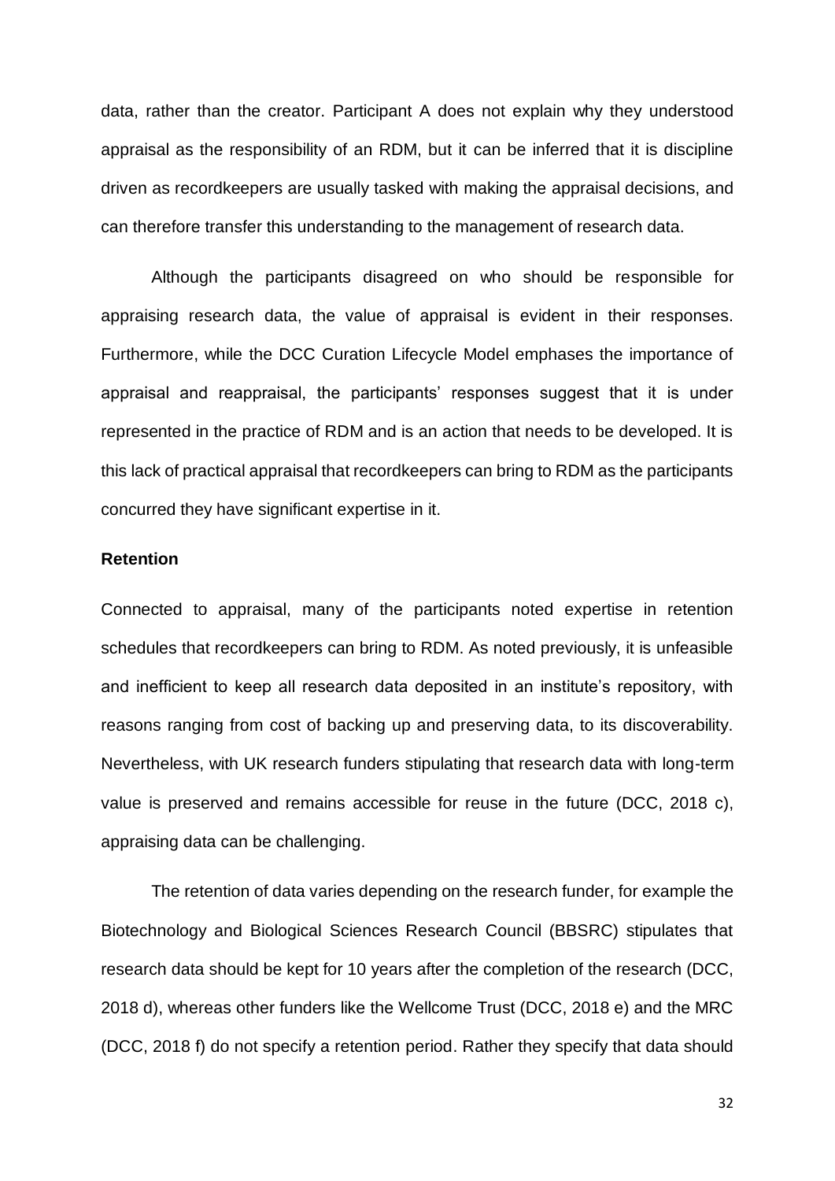data, rather than the creator. Participant A does not explain why they understood appraisal as the responsibility of an RDM, but it can be inferred that it is discipline driven as recordkeepers are usually tasked with making the appraisal decisions, and can therefore transfer this understanding to the management of research data.

Although the participants disagreed on who should be responsible for appraising research data, the value of appraisal is evident in their responses. Furthermore, while the DCC Curation Lifecycle Model emphases the importance of appraisal and reappraisal, the participants' responses suggest that it is under represented in the practice of RDM and is an action that needs to be developed. It is this lack of practical appraisal that recordkeepers can bring to RDM as the participants concurred they have significant expertise in it.

**Retention**

Connected to appraisal, many of the participants noted expertise in retention schedules that recordkeepers can bring to RDM. As noted previously, it is unfeasible and inefficient to keep all research data deposited in an institute's repository, with reasons ranging from cost of backing up and preserving data, to its discoverability. Nevertheless, with UK research funders stipulating that research data with long-term value is preserved and remains accessible for reuse in the future (DCC, 2018 c), appraising data can be challenging.

The retention of data varies depending on the research funder, for example the Biotechnology and Biological Sciences Research Council (BBSRC) stipulates that research data should be kept for 10 years after the completion of the research (DCC, 2018 d), whereas other funders like the Wellcome Trust (DCC, 2018 e) and the MRC (DCC, 2018 f) do not specify a retention period. Rather they specify that data should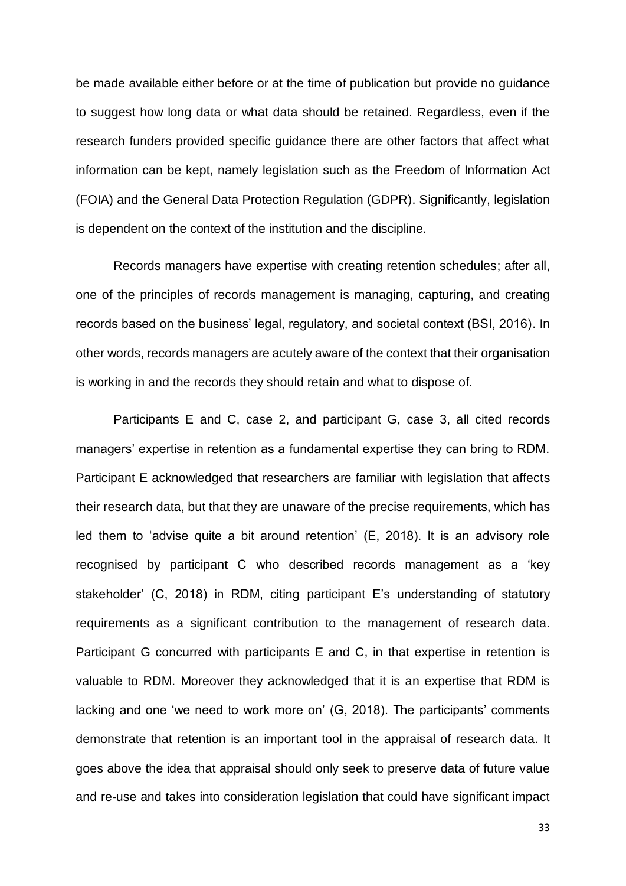be made available either before or at the time of publication but provide no guidance to suggest how long data or what data should be retained. Regardless, even if the research funders provided specific guidance there are other factors that affect what information can be kept, namely legislation such as the Freedom of Information Act (FOIA) and the General Data Protection Regulation (GDPR). Significantly, legislation is dependent on the context of the institution and the discipline.

Records managers have expertise with creating retention schedules; after all, one of the principles of records management is managing, capturing, and creating records based on the business' legal, regulatory, and societal context (BSI, 2016). In other words, records managers are acutely aware of the context that their organisation is working in and the records they should retain and what to dispose of.

Participants E and C, case 2, and participant G, case 3, all cited records managers' expertise in retention as a fundamental expertise they can bring to RDM. Participant E acknowledged that researchers are familiar with legislation that affects their research data, but that they are unaware of the precise requirements, which has led them to 'advise quite a bit around retention' (E, 2018). It is an advisory role recognised by participant C who described records management as a 'key stakeholder' (C, 2018) in RDM, citing participant E's understanding of statutory requirements as a significant contribution to the management of research data. Participant G concurred with participants E and C, in that expertise in retention is valuable to RDM. Moreover they acknowledged that it is an expertise that RDM is lacking and one 'we need to work more on' (G, 2018). The participants' comments demonstrate that retention is an important tool in the appraisal of research data. It goes above the idea that appraisal should only seek to preserve data of future value and re-use and takes into consideration legislation that could have significant impact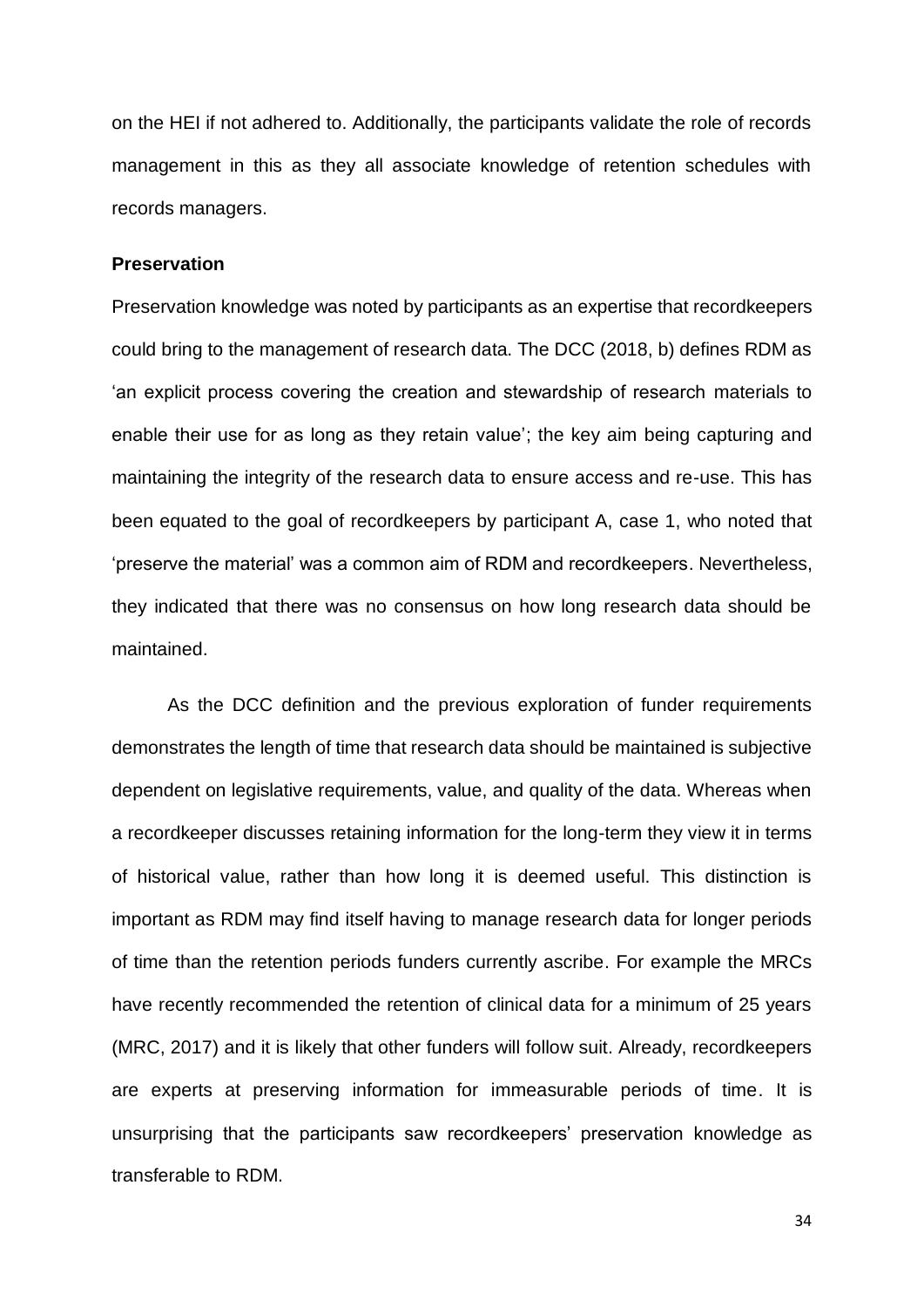on the HEI if not adhered to. Additionally, the participants validate the role of records management in this as they all associate knowledge of retention schedules with records managers.

**Preservation**

Preservation knowledge was noted by participants as an expertise that recordkeepers could bring to the management of research data. The DCC (2018, b) defines RDM as 'an explicit process covering the creation and stewardship of research materials to enable their use for as long as they retain value'; the key aim being capturing and maintaining the integrity of the research data to ensure access and re-use. This has been equated to the goal of recordkeepers by participant A, case 1, who noted that 'preserve the material' was a common aim of RDM and recordkeepers. Nevertheless, they indicated that there was no consensus on how long research data should be maintained.

As the DCC definition and the previous exploration of funder requirements demonstrates the length of time that research data should be maintained is subjective dependent on legislative requirements, value, and quality of the data. Whereas when a recordkeeper discusses retaining information for the long-term they view it in terms of historical value, rather than how long it is deemed useful. This distinction is important as RDM may find itself having to manage research data for longer periods of time than the retention periods funders currently ascribe. For example the MRCs have recently recommended the retention of clinical data for a minimum of 25 years (MRC, 2017) and it is likely that other funders will follow suit. Already, recordkeepers are experts at preserving information for immeasurable periods of time. It is unsurprising that the participants saw recordkeepers' preservation knowledge as transferable to RDM.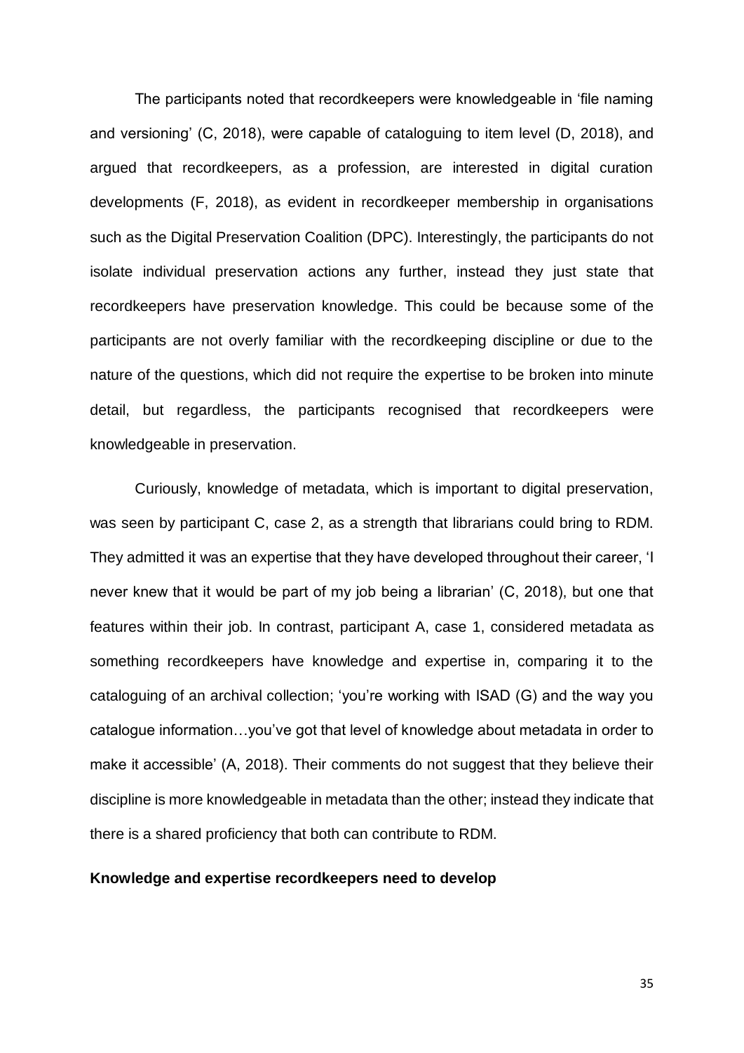The participants noted that recordkeepers were knowledgeable in 'file naming and versioning' (C, 2018), were capable of cataloguing to item level (D, 2018), and argued that recordkeepers, as a profession, are interested in digital curation developments (F, 2018), as evident in recordkeeper membership in organisations such as the Digital Preservation Coalition (DPC). Interestingly, the participants do not isolate individual preservation actions any further, instead they just state that recordkeepers have preservation knowledge. This could be because some of the participants are not overly familiar with the recordkeeping discipline or due to the nature of the questions, which did not require the expertise to be broken into minute detail, but regardless, the participants recognised that recordkeepers were knowledgeable in preservation.

Curiously, knowledge of metadata, which is important to digital preservation, was seen by participant C, case 2, as a strength that librarians could bring to RDM. They admitted it was an expertise that they have developed throughout their career, 'I never knew that it would be part of my job being a librarian' (C, 2018), but one that features within their job. In contrast, participant A, case 1, considered metadata as something recordkeepers have knowledge and expertise in, comparing it to the cataloguing of an archival collection; 'you're working with ISAD (G) and the way you catalogue information…you've got that level of knowledge about metadata in order to make it accessible' (A, 2018). Their comments do not suggest that they believe their discipline is more knowledgeable in metadata than the other; instead they indicate that there is a shared proficiency that both can contribute to RDM.

**Knowledge and expertise recordkeepers need to develop**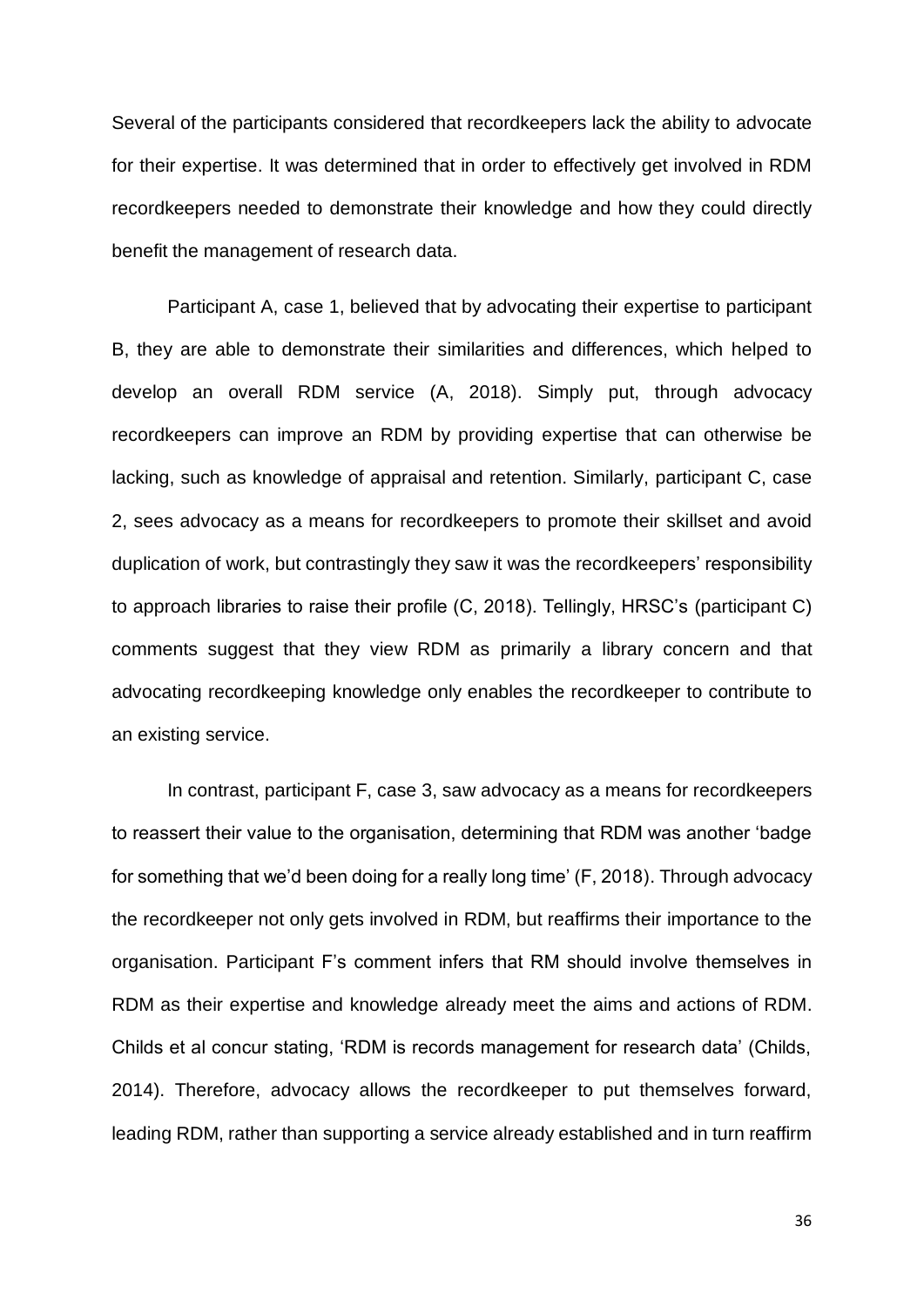Several of the participants considered that recordkeepers lack the ability to advocate for their expertise. It was determined that in order to effectively get involved in RDM recordkeepers needed to demonstrate their knowledge and how they could directly benefit the management of research data.

Participant A, case 1, believed that by advocating their expertise to participant B, they are able to demonstrate their similarities and differences, which helped to develop an overall RDM service (A, 2018). Simply put, through advocacy recordkeepers can improve an RDM by providing expertise that can otherwise be lacking, such as knowledge of appraisal and retention. Similarly, participant C, case 2, sees advocacy as a means for recordkeepers to promote their skillset and avoid duplication of work, but contrastingly they saw it was the recordkeepers' responsibility to approach libraries to raise their profile (C, 2018). Tellingly, HRSC's (participant C) comments suggest that they view RDM as primarily a library concern and that advocating recordkeeping knowledge only enables the recordkeeper to contribute to an existing service.

In contrast, participant F, case 3, saw advocacy as a means for recordkeepers to reassert their value to the organisation, determining that RDM was another 'badge for something that we'd been doing for a really long time' (F, 2018). Through advocacy the recordkeeper not only gets involved in RDM, but reaffirms their importance to the organisation. Participant F's comment infers that RM should involve themselves in RDM as their expertise and knowledge already meet the aims and actions of RDM. Childs et al concur stating, 'RDM is records management for research data' (Childs, 2014). Therefore, advocacy allows the recordkeeper to put themselves forward, leading RDM, rather than supporting a service already established and in turn reaffirm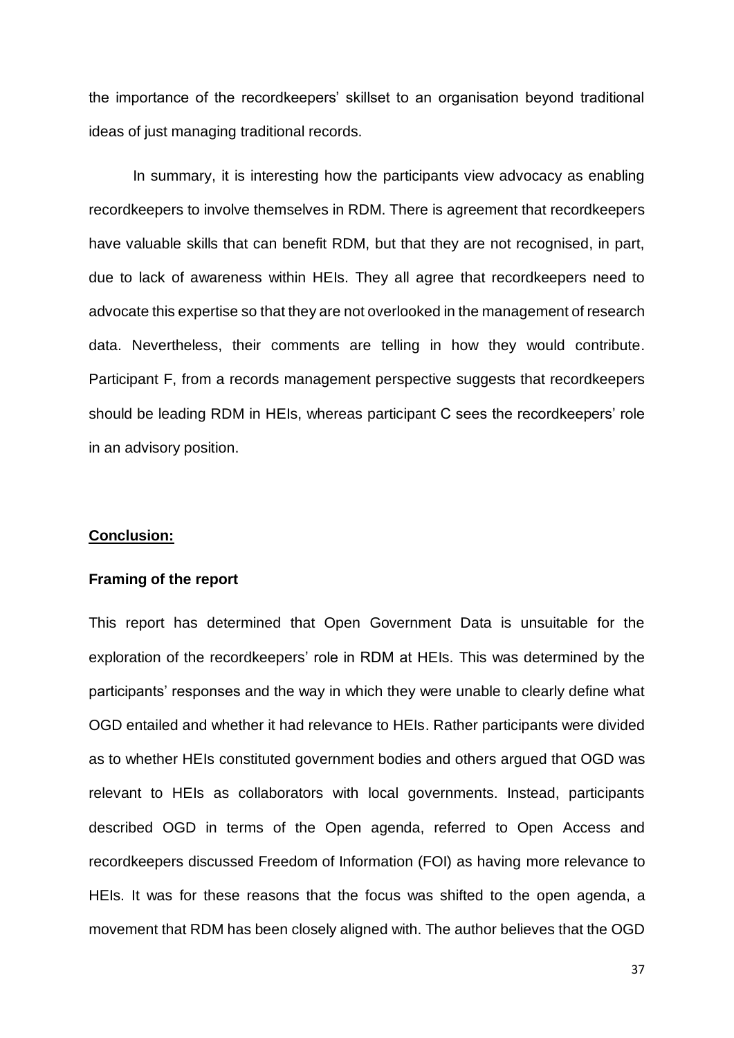the importance of the recordkeepers' skillset to an organisation beyond traditional ideas of just managing traditional records.

In summary, it is interesting how the participants view advocacy as enabling recordkeepers to involve themselves in RDM. There is agreement that recordkeepers have valuable skills that can benefit RDM, but that they are not recognised, in part, due to lack of awareness within HEIs. They all agree that recordkeepers need to advocate this expertise so that they are not overlooked in the management of research data. Nevertheless, their comments are telling in how they would contribute. Participant F, from a records management perspective suggests that recordkeepers should be leading RDM in HEIs, whereas participant C sees the recordkeepers' role in an advisory position.

## **Conclusion:**

### Framing of the report

This report has determined that Open Government Data is unsuitable for the exploration of the recordkeepers' role in RDM at HEIs. This was determined by the participants' responses and the way in which they were unable to clearly define what OGD entailed and whether it had relevance to HEIs. Rather participants were divided as to whether HEIs constituted government bodies and others argued that OGD was relevant to HEIs as collaborators with local governments. Instead, participants described OGD in terms of the Open agenda, referred to Open Access and recordkeepers discussed Freedom of Information (FOI) as having more relevance to HEIs. It was for these reasons that the focus was shifted to the open agenda, a movement that RDM has been closely aligned with. The author believes that the OGD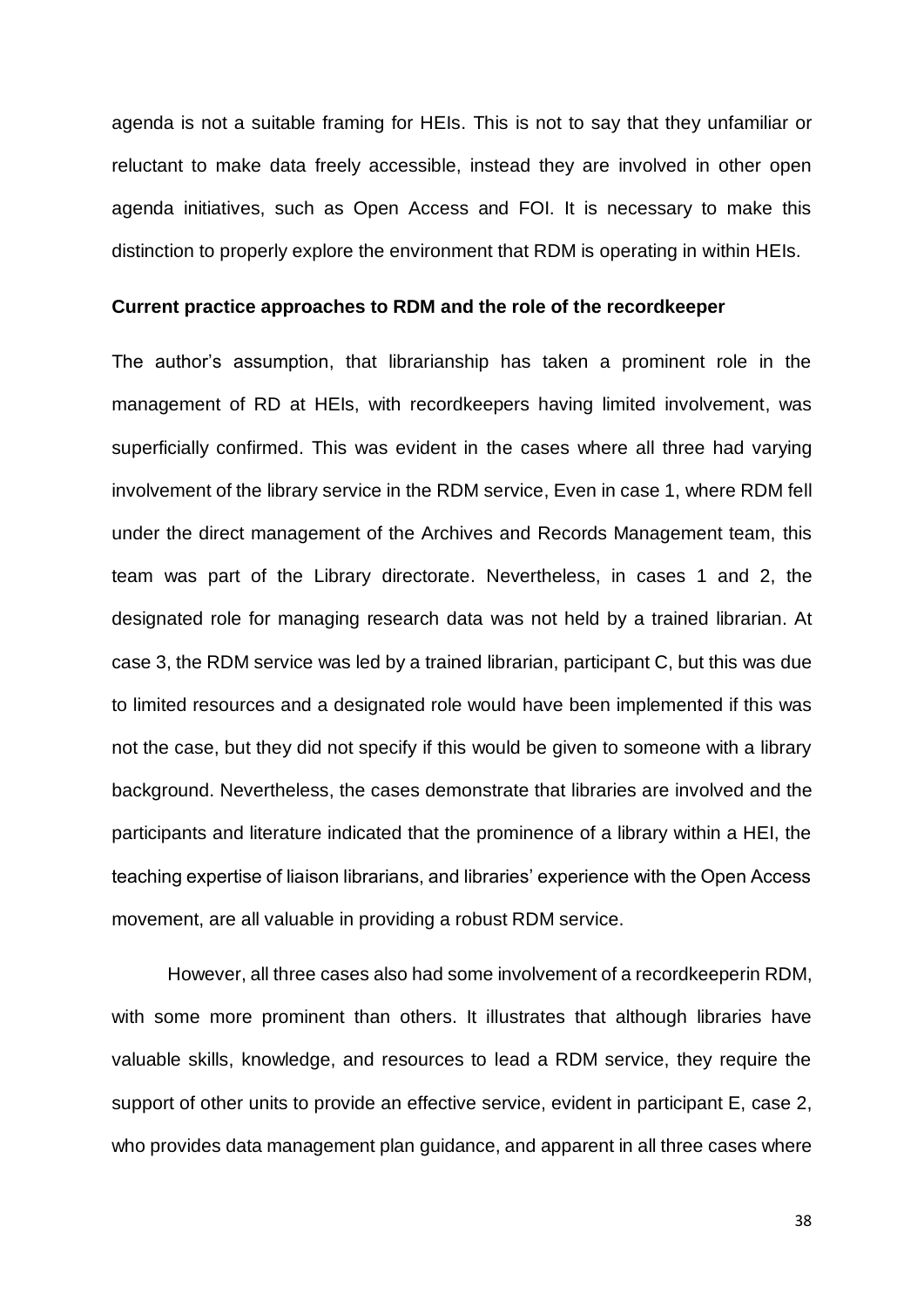agenda is not a suitable framing for HEIs. This is not to say that they unfamiliar or reluctant to make data freely accessible, instead they are involved in other open agenda initiatives, such as Open Access and FOI. It is necessary to make this distinction to properly explore the environment that RDM is operating in within HEIs.

**Current practice approaches to RDM and the role of the recordkeeper**

The author's assumption, that librarianship has taken a prominent role in the management of RD at HEIs, with recordkeepers having limited involvement, was superficially confirmed. This was evident in the cases where all three had varying involvement of the library service in the RDM service, Even in case 1, where RDM fell under the direct management of the Archives and Records Management team, this team was part of the Library directorate. Nevertheless, in cases 1 and 2, the designated role for managing research data was not held by a trained librarian. At case 3, the RDM service was led by a trained librarian, participant C, but this was due to limited resources and a designated role would have been implemented if this was not the case, but they did not specify if this would be given to someone with a library background. Nevertheless, the cases demonstrate that libraries are involved and the participants and literature indicated that the prominence of a library within a HEI, the teaching expertise of liaison librarians, and libraries' experience with the Open Access movement, are all valuable in providing a robust RDM service.

However, all three cases also had some involvement of a recordkeeperin RDM, with some more prominent than others. It illustrates that although libraries have valuable skills, knowledge, and resources to lead a RDM service, they require the support of other units to provide an effective service, evident in participant E, case 2, who provides data management plan guidance, and apparent in all three cases where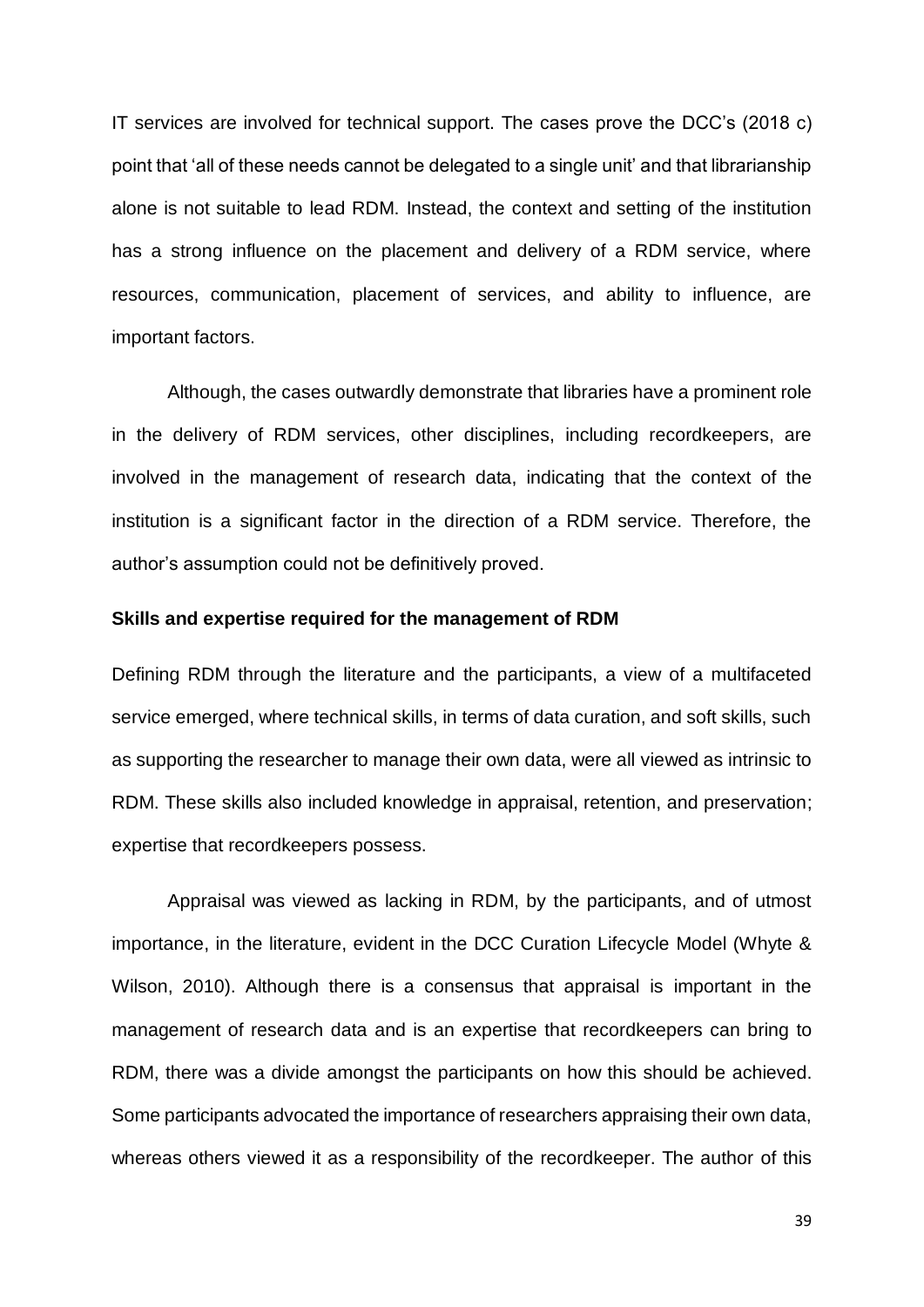IT services are involved for technical support. The cases prove the DCC's (2018 c) point that 'all of these needs cannot be delegated to a single unit' and that librarianship alone is not suitable to lead RDM. Instead, the context and setting of the institution has a strong influence on the placement and delivery of a RDM service, where resources, communication, placement of services, and ability to influence, are important factors.

Although, the cases outwardly demonstrate that libraries have a prominent role in the delivery of RDM services, other disciplines, including recordkeepers, are involved in the management of research data, indicating that the context of the institution is a significant factor in the direction of a RDM service. Therefore, the author's assumption could not be definitively proved.

**Skills and expertise required for the management of RDM**

Defining RDM through the literature and the participants, a view of a multifaceted service emerged, where technical skills, in terms of data curation, and soft skills, such as supporting the researcher to manage their own data, were all viewed as intrinsic to RDM. These skills also included knowledge in appraisal, retention, and preservation; expertise that recordkeepers possess.

Appraisal was viewed as lacking in RDM, by the participants, and of utmost importance, in the literature, evident in the DCC Curation Lifecycle Model (Whyte & Wilson, 2010). Although there is a consensus that appraisal is important in the management of research data and is an expertise that recordkeepers can bring to RDM, there was a divide amongst the participants on how this should be achieved. Some participants advocated the importance of researchers appraising their own data, whereas others viewed it as a responsibility of the recordkeeper. The author of this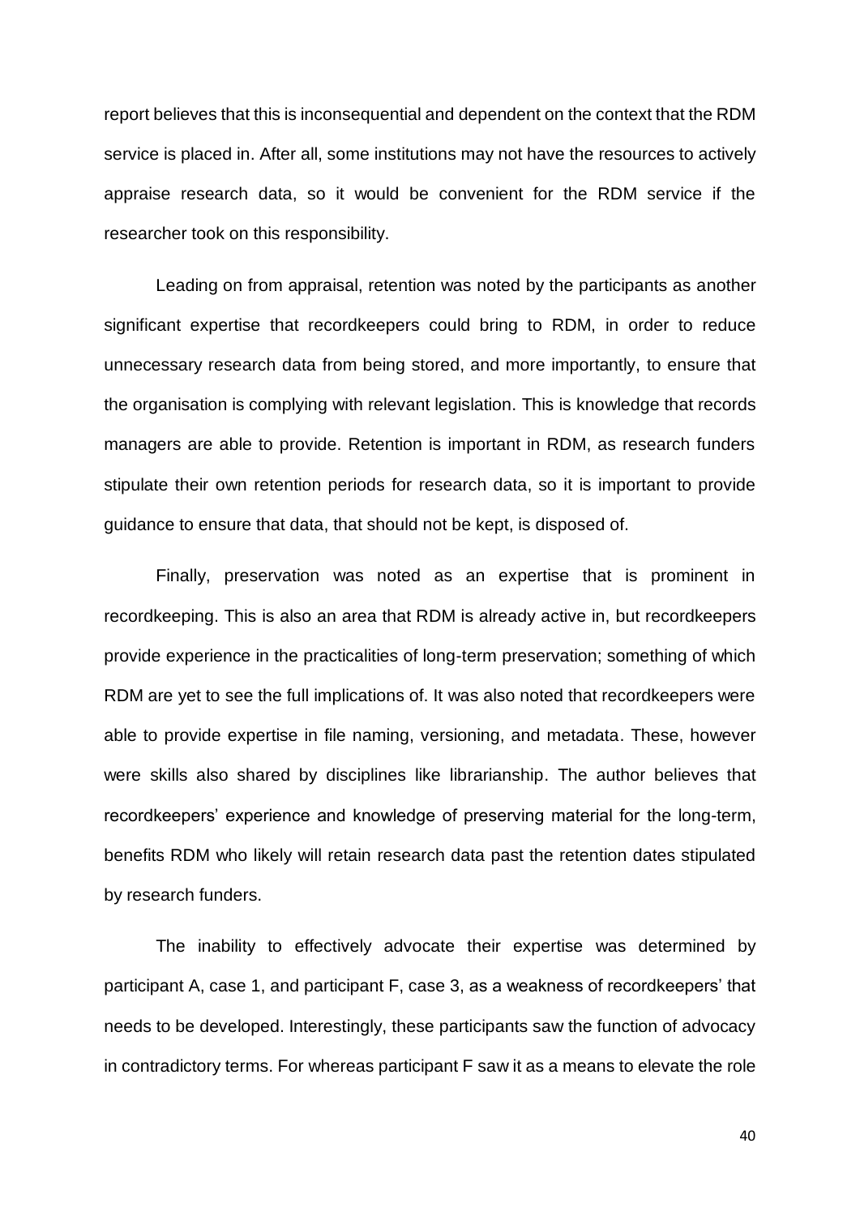report believes that this is inconsequential and dependent on the context that the RDM service is placed in. After all, some institutions may not have the resources to actively appraise research data, so it would be convenient for the RDM service if the researcher took on this responsibility.

Leading on from appraisal, retention was noted by the participants as another significant expertise that recordkeepers could bring to RDM, in order to reduce unnecessary research data from being stored, and more importantly, to ensure that the organisation is complying with relevant legislation. This is knowledge that records managers are able to provide. Retention is important in RDM, as research funders stipulate their own retention periods for research data, so it is important to provide guidance to ensure that data, that should not be kept, is disposed of.

Finally, preservation was noted as an expertise that is prominent in recordkeeping. This is also an area that RDM is already active in, but recordkeepers provide experience in the practicalities of long-term preservation; something of which RDM are yet to see the full implications of. It was also noted that recordkeepers were able to provide expertise in file naming, versioning, and metadata. These, however were skills also shared by disciplines like librarianship. The author believes that recordkeepers' experience and knowledge of preserving material for the long-term, benefits RDM who likely will retain research data past the retention dates stipulated by research funders.

The inability to effectively advocate their expertise was determined by participant A, case 1, and participant F, case 3, as a weakness of recordkeepers' that needs to be developed. Interestingly, these participants saw the function of advocacy in contradictory terms. For whereas participant F saw it as a means to elevate the role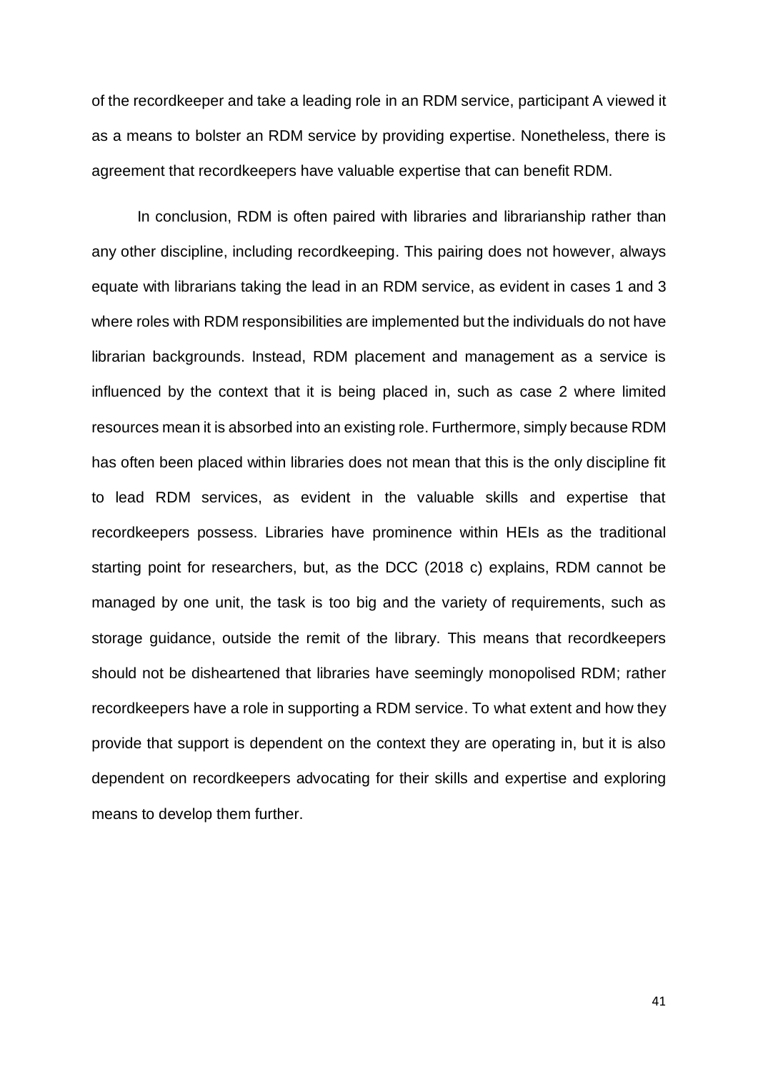of the recordkeeper and take a leading role in an RDM service, participant A viewed it as a means to bolster an RDM service by providing expertise. Nonetheless, there is agreement that recordkeepers have valuable expertise that can benefit RDM.

In conclusion, RDM is often paired with libraries and librarianship rather than any other discipline, including recordkeeping. This pairing does not however, always equate with librarians taking the lead in an RDM service, as evident in cases 1 and 3 where roles with RDM responsibilities are implemented but the individuals do not have librarian backgrounds. Instead, RDM placement and management as a service is influenced by the context that it is being placed in, such as case 2 where limited resources mean it is absorbed into an existing role. Furthermore, simply because RDM has often been placed within libraries does not mean that this is the only discipline fit to lead RDM services, as evident in the valuable skills and expertise that recordkeepers possess. Libraries have prominence within HEIs as the traditional starting point for researchers, but, as the DCC (2018 c) explains, RDM cannot be managed by one unit, the task is too big and the variety of requirements, such as storage guidance, outside the remit of the library. This means that recordkeepers should not be disheartened that libraries have seemingly monopolised RDM; rather recordkeepers have a role in supporting a RDM service. To what extent and how they provide that support is dependent on the context they are operating in, but it is also dependent on recordkeepers advocating for their skills and expertise and exploring means to develop them further.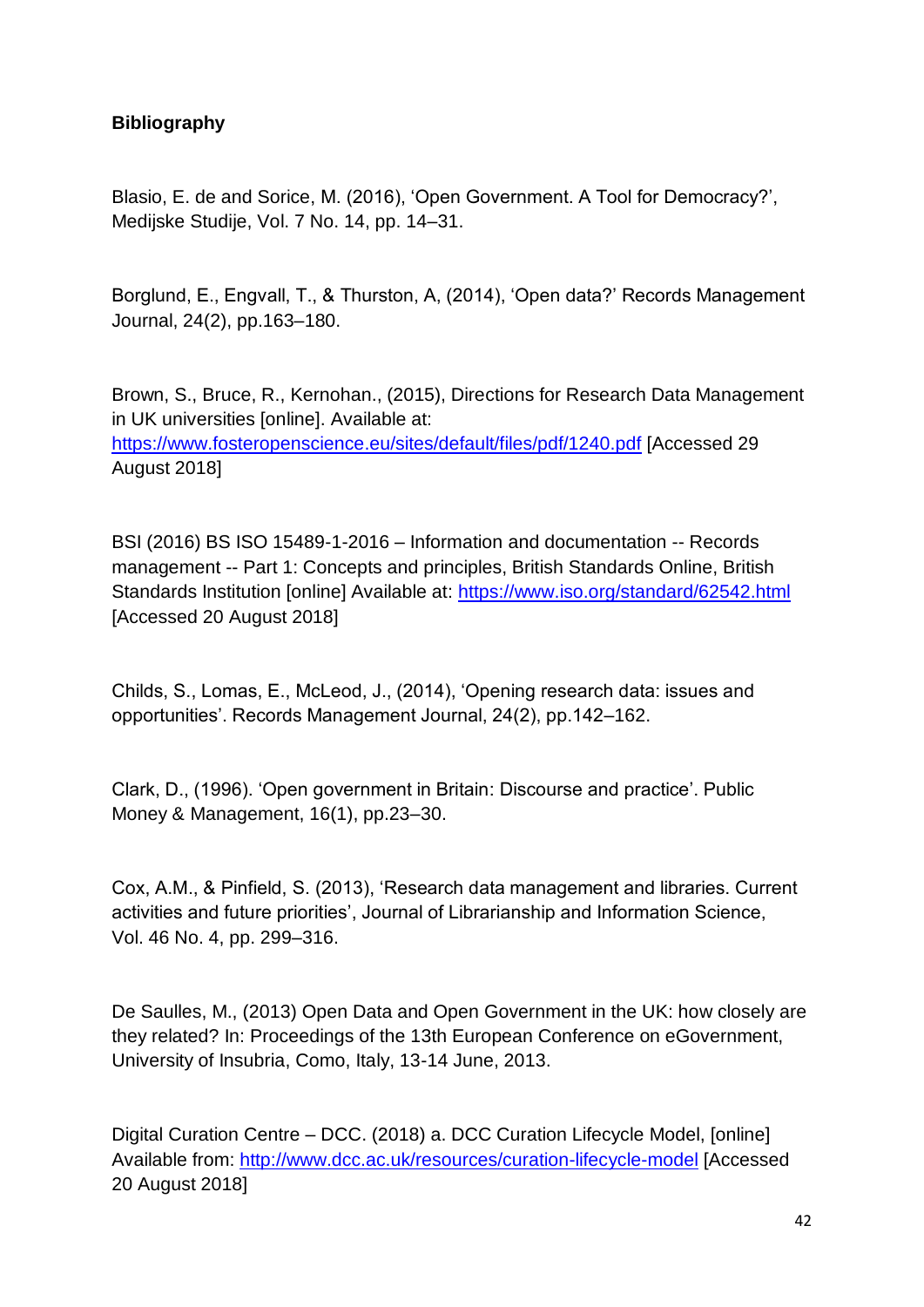**Bibliography**

Blasio, E. de and Sorice, M. (2016), 'Open Government. A Tool for Democracy?', Medijske Studije, Vol. 7 No. 14, pp. 14–31.

Borglund, E., Engvall, T., & Thurston, A, (2014), 'Open data?' Records Management Journal, 24(2), pp.163–180.

Brown, S., Bruce, R., Kernohan., (2015), Directions for Research Data Management in UK universities [online]. Available at: https://www.fosteropenscience.eu/sites/default/files/pdf/1240.pdf [Accessed 29 August 2018]

BSI (2016) BS ISO 15489-1-2016 – Information and documentation -- Records management -- Part 1: Concepts and principles, British Standards Online, British Standards Institution [online] Available at: https://www.iso.org/standard/62542.html [Accessed 20 August 2018]

Childs, S., Lomas, E., McLeod, J., (2014), 'Opening research data: issues and opportunities'. Records Management Journal, 24(2), pp.142–162.

Clark, D., (1996). 'Open government in Britain: Discourse and practice'. Public Money & Management, 16(1), pp.23–30.

Cox, A.M., & Pinfield, S. (2013), 'Research data management and libraries. Current activities and future priorities', Journal of Librarianship and Information Science, Vol. 46 No. 4, pp. 299–316.

De Saulles, M., (2013) Open Data and Open Government in the UK: how closely are they related? In: Proceedings of the 13th European Conference on eGovernment, University of Insubria, Como, Italy, 13-14 June, 2013.

Digital Curation Centre – DCC. (2018) a. DCC Curation Lifecycle Model, [online] Available from: http://www.dcc.ac.uk/resources/curation-lifecycle-model [Accessed 20 August 2018]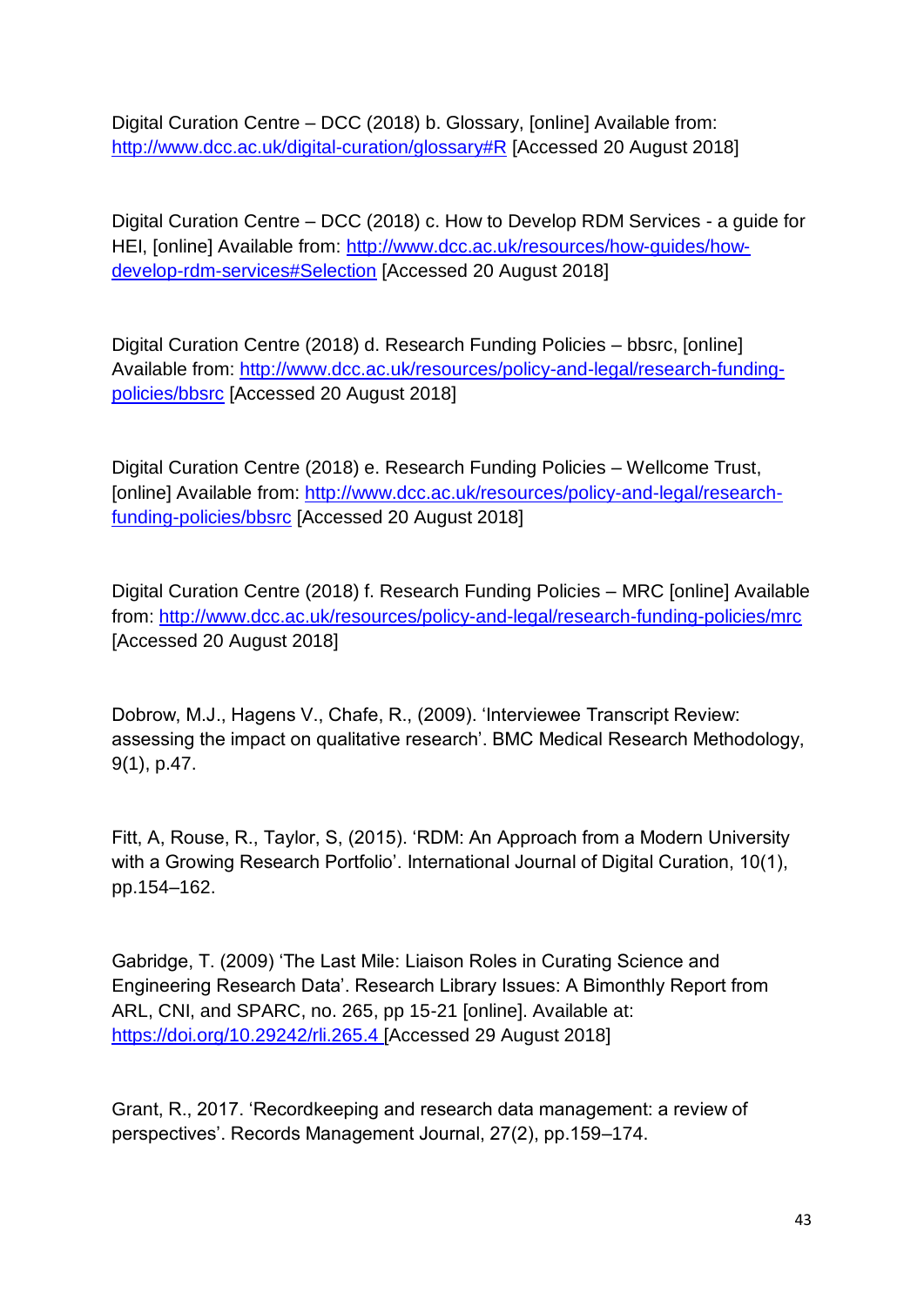Digital Curation Centre – DCC (2018) b. Glossary, [online] Available from: http://www.dcc.ac.uk/digital-curation/glossary#R [Accessed 20 August 2018]

Digital Curation Centre – DCC (2018) c. How to Develop RDM Services - a guide for HEI, [online] Available from: http://www.dcc.ac.uk/resources/how-guides/how-develop-rdm-services#Selection [Accessed 20 August 2018]

Digital Curation Centre (2018) d. Research Funding Policies – bbsrc, [online] Available from: http://www.dcc.ac.uk/resources/policy-and-legal/research-funding-policies/bbsrc [Accessed 20 August 2018]

Digital Curation Centre (2018) e. Research Funding Policies – Wellcome Trust, [online] Available from: http://www.dcc.ac.uk/resources/policy-and-legal/research-funding-policies/bbsrc [Accessed 20 August 2018]

Digital Curation Centre (2018) f. Research Funding Policies – MRC [online] Available from: http://www.dcc.ac.uk/resources/policy-and-legal/research-funding-policies/mrc [Accessed 20 August 2018]

Dobrow, M.J., Hagens V., Chafe, R., (2009). 'Interviewee Transcript Review: assessing the impact on qualitative research'. BMC Medical Research Methodology, 9(1), p.47.

Fitt, A, Rouse, R., Taylor, S, (2015). 'RDM: An Approach from a Modern University with a Growing Research Portfolio'. International Journal of Digital Curation, 10(1), pp.154–162.

Gabridge, T. (2009) 'The Last Mile: Liaison Roles in Curating Science and Engineering Research Data'. Research Library Issues: A Bimonthly Report from ARL, CNI, and SPARC, no. 265, pp 15-21 [online]. Available at: https://doi.org/10.29242/rli.265.4 [Accessed 29 August 2018]

Grant, R., 2017. 'Recordkeeping and research data management: a review of perspectives'. Records Management Journal, 27(2), pp.159–174.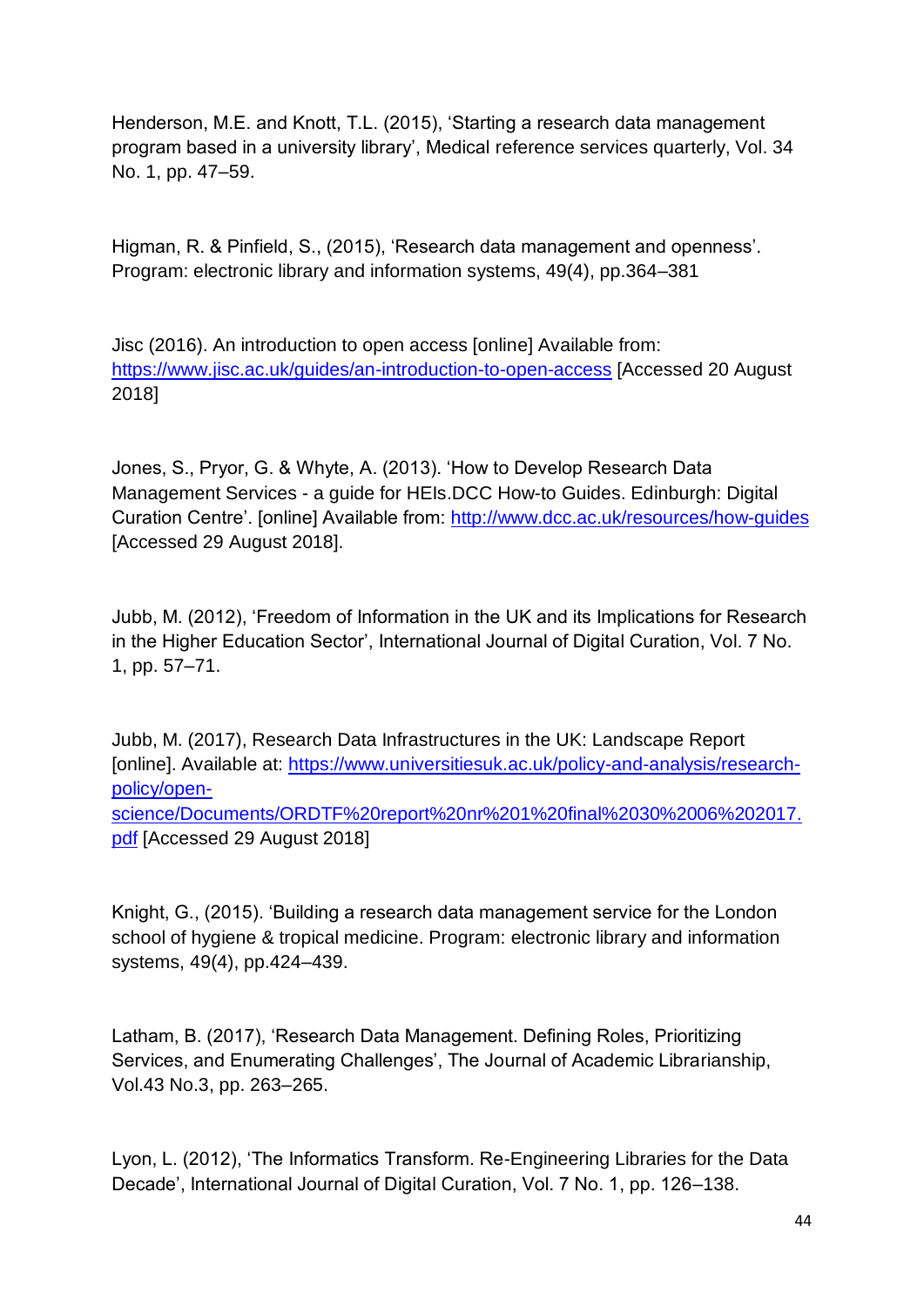Henderson, M.E. and Knott, T.L. (2015), 'Starting a research data management program based in a university library', Medical reference services quarterly, Vol. 34 No. 1, pp. 47–59.

Higman, R. & Pinfield, S., (2015), 'Research data management and openness'. Program: electronic library and information systems, 49(4), pp.364–381

Jisc (2016). An introduction to open access [online] Available from: https://www.jisc.ac.uk/guides/an-introduction-to-open-access [Accessed 20 August 2018]

Jones, S., Pryor, G. & Whyte, A. (2013). 'How to Develop Research Data Management Services - a guide for HEIs.DCC How-to Guides. Edinburgh: Digital Curation Centre'. [online] Available from: http://www.dcc.ac.uk/resources/how-guides [Accessed 29 August 2018].

Jubb, M. (2012), 'Freedom of Information in the UK and its Implications for Research in the Higher Education Sector', International Journal of Digital Curation, Vol. 7 No. 1, pp. 57–71.

Jubb, M. (2017), Research Data Infrastructures in the UK: Landscape Report [online]. Available at: https://www.universitiesuk.ac.uk/policy-and-analysis/research-policy/open-science/Documents/ORDTF%20report%20nr%201%20final%2030%2006%202017.pdf [Accessed 29 August 2018]

Knight, G., (2015). 'Building a research data management service for the London school of hygiene & tropical medicine. Program: electronic library and information systems, 49(4), pp.424–439.

Latham, B. (2017), 'Research Data Management. Defining Roles, Prioritizing Services, and Enumerating Challenges', The Journal of Academic Librarianship, Vol.43 No.3, pp. 263–265.

Lyon, L. (2012), 'The Informatics Transform. Re-Engineering Libraries for the Data Decade', International Journal of Digital Curation, Vol. 7 No. 1, pp. 126–138.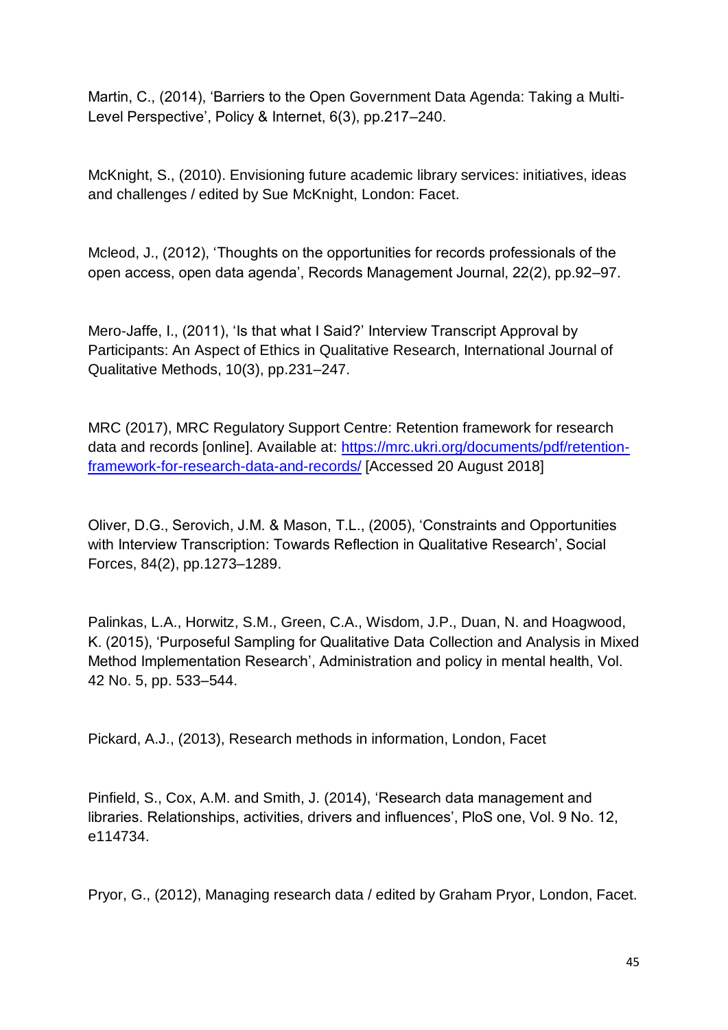Martin, C., (2014), 'Barriers to the Open Government Data Agenda: Taking a Multi-Level Perspective', Policy & Internet, 6(3), pp.217–240.

McKnight, S., (2010). Envisioning future academic library services: initiatives, ideas and challenges / edited by Sue McKnight, London: Facet.

Mcleod, J., (2012), 'Thoughts on the opportunities for records professionals of the open access, open data agenda', Records Management Journal, 22(2), pp.92–97.

Mero-Jaffe, I., (2011), 'Is that what I Said?' Interview Transcript Approval by Participants: An Aspect of Ethics in Qualitative Research, International Journal of Qualitative Methods, 10(3), pp.231–247.

MRC (2017), MRC Regulatory Support Centre: Retention framework for research data and records [online]. Available at: [https://mrc.ukri.org/documents/pdf/retention-framework-for-research-data-and-records/](https://mrc.ukri.org/documents/pdf/retention-framework-for-research-data-and-records/) [Accessed 20 August 2018]

Oliver, D.G., Serovich, J.M. & Mason, T.L., (2005), 'Constraints and Opportunities with Interview Transcription: Towards Reflection in Qualitative Research', Social Forces, 84(2), pp.1273–1289.

Palinkas, L.A., Horwitz, S.M., Green, C.A., Wisdom, J.P., Duan, N. and Hoagwood, K. (2015), 'Purposeful Sampling for Qualitative Data Collection and Analysis in Mixed Method Implementation Research', Administration and policy in mental health, Vol. 42 No. 5, pp. 533–544.

Pickard, A.J., (2013), Research methods in information, London, Facet

Pinfield, S., Cox, A.M. and Smith, J. (2014), 'Research data management and libraries. Relationships, activities, drivers and influences', PloS one, Vol. 9 No. 12, e114734.

Pryor, G., (2012), Managing research data / edited by Graham Pryor, London, Facet.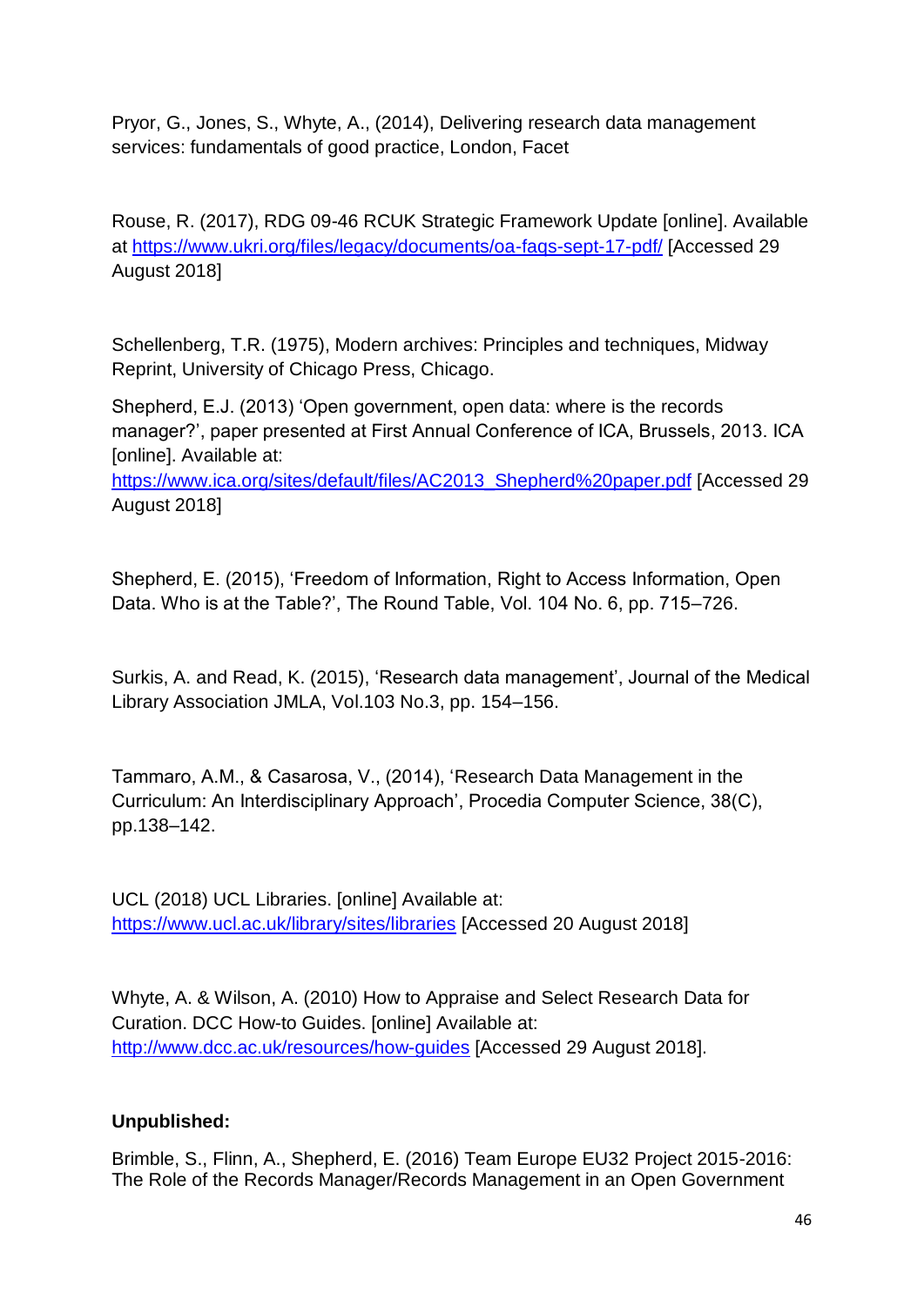Pryor, G., Jones, S., Whyte, A., (2014), Delivering research data management services: fundamentals of good practice, London, Facet

Rouse, R. (2017), RDG 09-46 RCUK Strategic Framework Update [online]. Available at https://www.ukri.org/files/legacy/documents/oa-faqs-sept-17-pdf/ [Accessed 29 August 2018]

Schellenberg, T.R. (1975), Modern archives: Principles and techniques, Midway Reprint, University of Chicago Press, Chicago.

Shepherd, E.J. (2013) 'Open government, open data: where is the records manager?', paper presented at First Annual Conference of ICA, Brussels, 2013. ICA [online]. Available at: https://www.ica.org/sites/default/files/AC2013_Shepherd%20paper.pdf [Accessed 29 August 2018]

Shepherd, E. (2015), 'Freedom of Information, Right to Access Information, Open Data. Who is at the Table?', The Round Table, Vol. 104 No. 6, pp. 715–726.

Surkis, A. and Read, K. (2015), 'Research data management', Journal of the Medical Library Association JMLA, Vol.103 No.3, pp. 154–156.

Tammaro, A.M., & Casarosa, V., (2014), 'Research Data Management in the Curriculum: An Interdisciplinary Approach', Procedia Computer Science, 38(C), pp.138–142.

UCL (2018) UCL Libraries. [online] Available at: https://www.ucl.ac.uk/library/sites/libraries [Accessed 20 August 2018]

Whyte, A. & Wilson, A. (2010) How to Appraise and Select Research Data for Curation. DCC How-to Guides. [online] Available at: http://www.dcc.ac.uk/resources/how-guides [Accessed 29 August 2018].

**Unpublished:**

Brimble, S., Flinn, A., Shepherd, E. (2016) Team Europe EU32 Project 2015-2016: The Role of the Records Manager/Records Management in an Open Government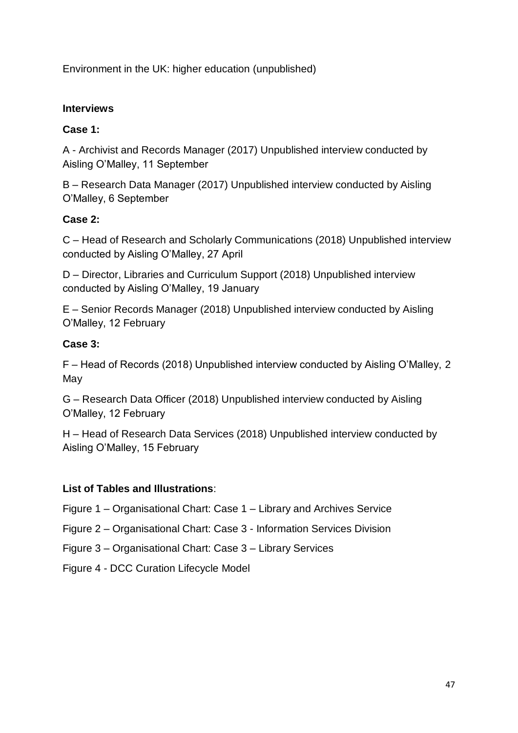Environment in the UK: higher education (unpublished)

**Interviews**

**Case 1:**

A - Archivist and Records Manager (2017) Unpublished interview conducted by Aisling O'Malley, 11 September

B – Research Data Manager (2017) Unpublished interview conducted by Aisling O'Malley, 6 September

**Case 2:**

C – Head of Research and Scholarly Communications (2018) Unpublished interview conducted by Aisling O'Malley, 27 April

D – Director, Libraries and Curriculum Support (2018) Unpublished interview conducted by Aisling O'Malley, 19 January

E – Senior Records Manager (2018) Unpublished interview conducted by Aisling O'Malley, 12 February

**Case 3:**

F – Head of Records (2018) Unpublished interview conducted by Aisling O'Malley, 2 May

G – Research Data Officer (2018) Unpublished interview conducted by Aisling O'Malley, 12 February

H – Head of Research Data Services (2018) Unpublished interview conducted by Aisling O'Malley, 15 February

**List of Tables and Illustrations**:

Figure 1 – Organisational Chart: Case 1 – Library and Archives Service

Figure 2 – Organisational Chart: Case 3 - Information Services Division

Figure 3 – Organisational Chart: Case 3 – Library Services

Figure 4 - DCC Curation Lifecycle Model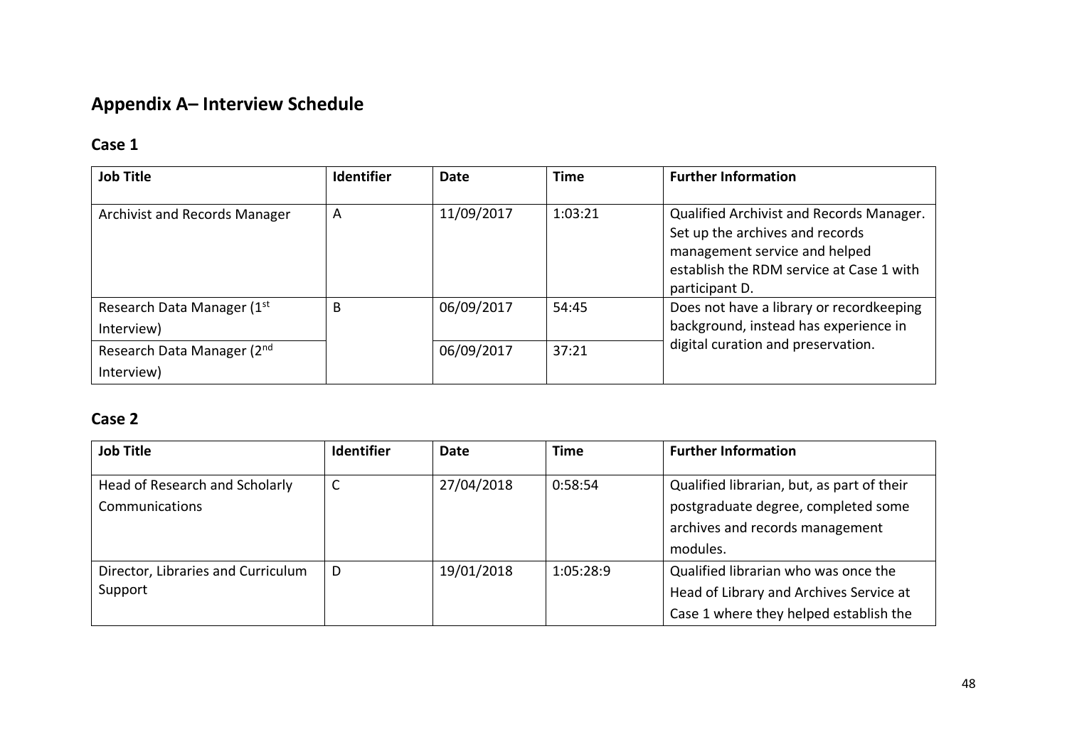## Appendix A– Interview Schedule

### Case 1

| Job Title | Identifier | Date | Time | Further Information |
|---|---|---|---|---|
| Archivist and Records Manager | A | 11/09/2017 | 1:03:21 | Qualified Archivist and Records Manager. Set up the archives and records management service and helped establish the RDM service at Case 1 with participant D. |
| Research Data Manager (1st Interview) | B | 06/09/2017 | 54:45 | Does not have a library or recordkeeping background, instead has experience in digital curation and preservation. |
| Research Data Manager (2nd Interview) | | 06/09/2017 | 37:21 | |

### Case 2

| Job Title | Identifier | Date | Time | Further Information |
|---|---|---|---|---|
| Head of Research and Scholarly Communications | C | 27/04/2018 | 0:58:54 | Qualified librarian, but, as part of their postgraduate degree, completed some archives and records management modules. |
| Director, Libraries and Curriculum Support | D | 19/01/2018 | 1:05:28:9 | Qualified librarian who was once the Head of Library and Archives Service at Case 1 where they helped establish the |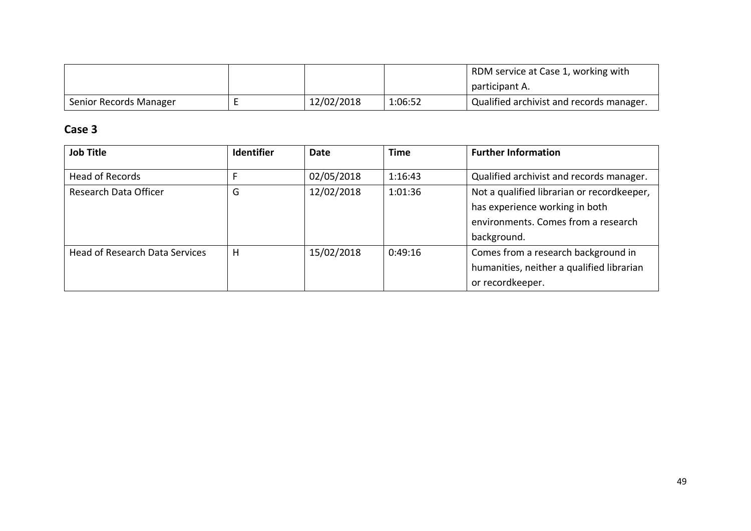| | | | | |
|---|---|---|---|---|
| | | | | RDM service at Case 1, working with participant A. |
| Senior Records Manager | E | 12/02/2018 | 1:06:52 | Qualified archivist and records manager. |

## Case 3

| Job Title | Identifier | Date | Time | Further Information |
|---|---|---|---|---|
| Head of Records | F | 02/05/2018 | 1:16:43 | Qualified archivist and records manager. |
| Research Data Officer | G | 12/02/2018 | 1:01:36 | Not a qualified librarian or recordkeeper, has experience working in both environments. Comes from a research background. |
| Head of Research Data Services | H | 15/02/2018 | 0:49:16 | Comes from a research background in humanities, neither a qualified librarian or recordkeeper. |